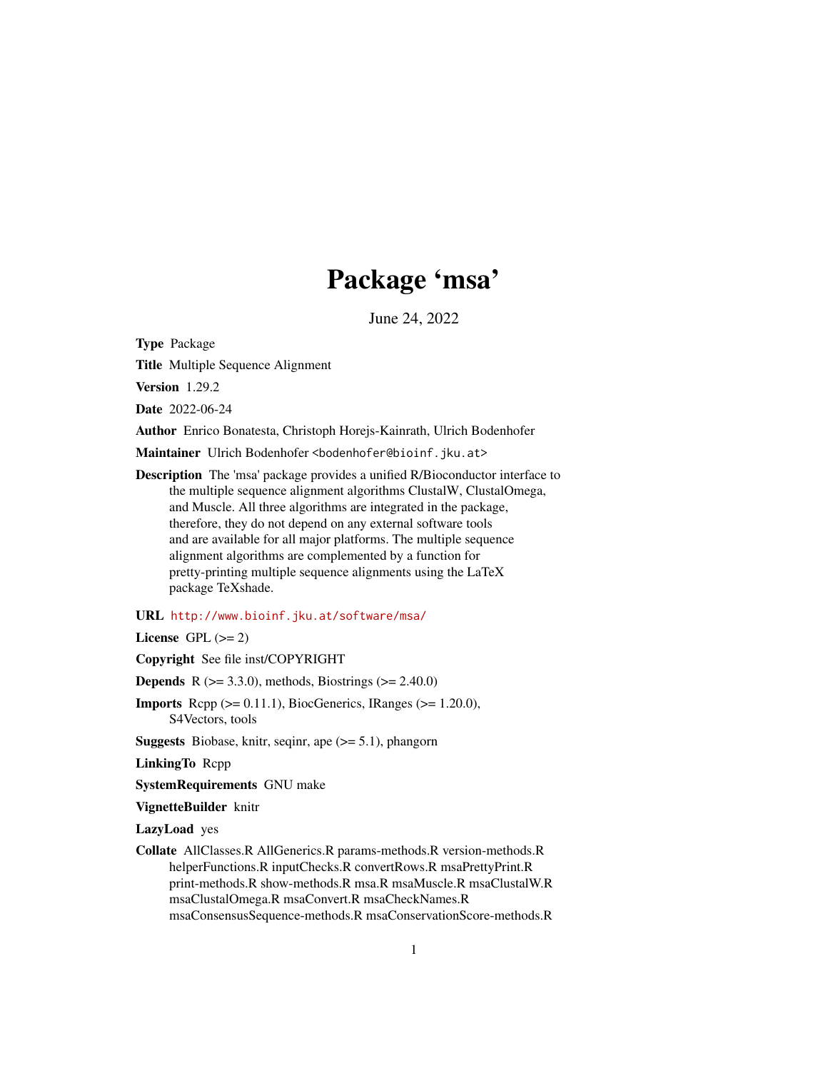# Package 'msa'

June 24, 2022

**Type** Package

**Title** Multiple Sequence Alignment

**Version** 1.29.2

**Date** 2022-06-24

**Author** Enrico Bonatesta, Christoph Horejs-Kainrath, Ulrich Bodenhofer

**Maintainer** Ulrich Bodenhofer <bodenhofer@bioinf.jku.at>

**Description** The 'msa' package provides a unified R/Bioconductor interface to the multiple sequence alignment algorithms ClustalW, ClustalOmega, and Muscle. All three algorithms are integrated in the package, therefore, they do not depend on any external software tools and are available for all major platforms. The multiple sequence alignment algorithms are complemented by a function for pretty-printing multiple sequence alignments using the LaTeX package TeXshade.

**URL** http://www.bioinf.jku.at/software/msa/

**License** GPL (>= 2)

**Copyright** See file inst/COPYRIGHT

**Depends** R (>= 3.3.0), methods, Biostrings (>= 2.40.0)

**Imports** Rcpp (>= 0.11.1), BiocGenerics, IRanges (>= 1.20.0), S4Vectors, tools

**Suggests** Biobase, knitr, seqinr, ape (>= 5.1), phangorn

**LinkingTo** Rcpp

**SystemRequirements** GNU make

**VignetteBuilder** knitr

**LazyLoad** yes

**Collate** AllClasses.R AllGenerics.R params-methods.R version-methods.R helperFunctions.R inputChecks.R convertRows.R msaPrettyPrint.R print-methods.R show-methods.R msa.R msaMuscle.R msaClustalW.R msaClustalOmega.R msaConvert.R msaCheckNames.R msaConsensusSequence-methods.R msaConservationScore-methods.R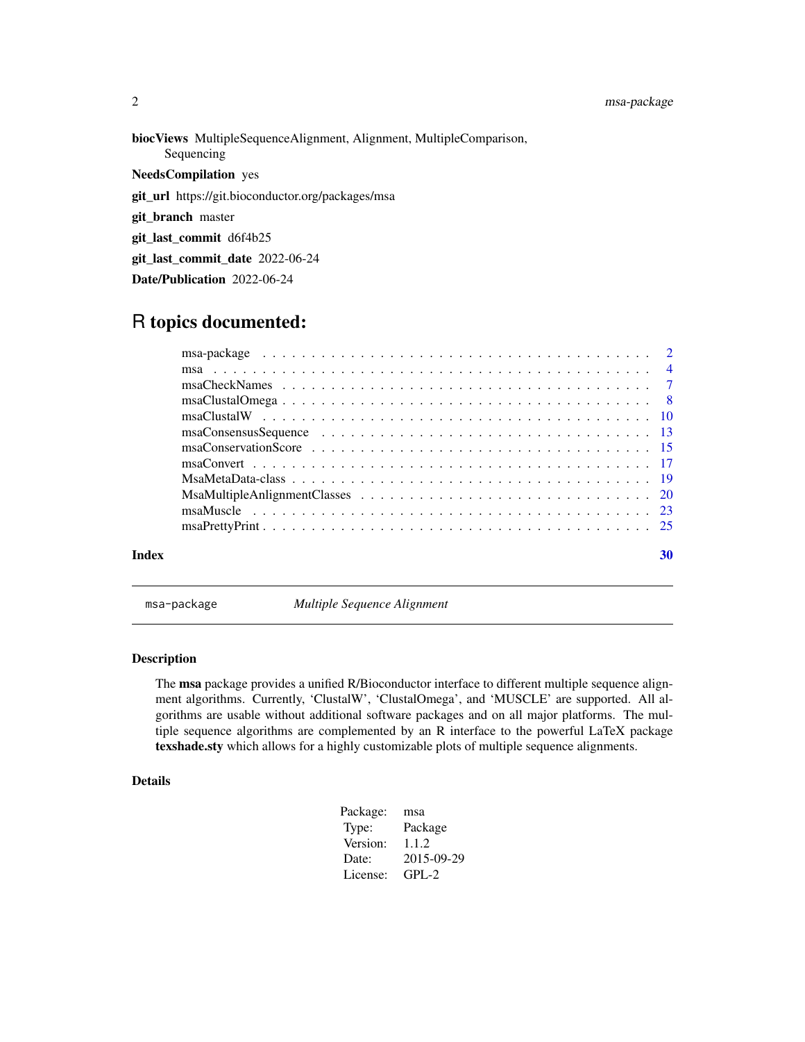**biocViews** MultipleSequenceAlignment, Alignment, MultipleComparison, Sequencing

**NeedsCompilation** yes

**git_url** https://git.bioconductor.org/packages/msa

**git_branch** master

**git_last_commit** d6f4b25

**git_last_commit_date** 2022-06-24

**Date/Publication** 2022-06-24

# R topics documented:

| | |
|---|---|
| msa-package | 2 |
| msa | 4 |
| msaCheckNames | 7 |
| msaClustalOmega | 8 |
| msaClustalW | 10 |
| msaConsensusSequence | 13 |
| msaConservationScore | 15 |
| msaConvert | 17 |
| MsaMetaData-class | 19 |
| MsaMultipleAnlignmentClasses | 20 |
| msaMuscle | 23 |
| msaPrettyPrint | 25 |
| **Index** | **30** |

---

`msa-package` *Multiple Sequence Alignment*

---

## Description

The **msa** package provides a unified R/Bioconductor interface to different multiple sequence alignment algorithms. Currently, 'ClustalW', 'ClustalOmega', and 'MUSCLE' are supported. All algorithms are usable without additional software packages and on all major platforms. The multiple sequence algorithms are complemented by an R interface to the powerful LaTeX package **texshade.sty** which allows for a highly customizable plots of multiple sequence alignments.

## Details

| | |
|---|---|
| Package: | msa |
| Type: | Package |
| Version: | 1.1.2 |
| Date: | 2015-09-29 |
| License: | GPL-2 |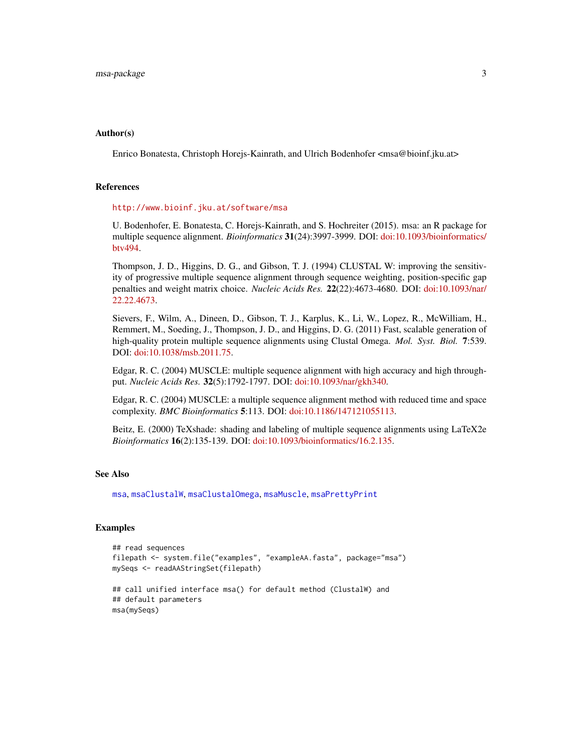## Author(s)

Enrico Bonatesta, Christoph Horejs-Kainrath, and Ulrich Bodenhofer <msa@bioinf.jku.at>

## References

http://www.bioinf.jku.at/software/msa

U. Bodenhofer, E. Bonatesta, C. Horejs-Kainrath, and S. Hochreiter (2015). msa: an R package for multiple sequence alignment. *Bioinformatics* **31**(24):3997-3999. DOI: doi:10.1093/bioinformatics/btv494.

Thompson, J. D., Higgins, D. G., and Gibson, T. J. (1994) CLUSTAL W: improving the sensitivity of progressive multiple sequence alignment through sequence weighting, position-specific gap penalties and weight matrix choice. *Nucleic Acids Res.* **22**(22):4673-4680. DOI: doi:10.1093/nar/22.22.4673.

Sievers, F., Wilm, A., Dineen, D., Gibson, T. J., Karplus, K., Li, W., Lopez, R., McWilliam, H., Remmert, M., Soeding, J., Thompson, J. D., and Higgins, D. G. (2011) Fast, scalable generation of high-quality protein multiple sequence alignments using Clustal Omega. *Mol. Syst. Biol.* **7**:539. DOI: doi:10.1038/msb.2011.75.

Edgar, R. C. (2004) MUSCLE: multiple sequence alignment with high accuracy and high throughput. *Nucleic Acids Res.* **32**(5):1792-1797. DOI: doi:10.1093/nar/gkh340.

Edgar, R. C. (2004) MUSCLE: a multiple sequence alignment method with reduced time and space complexity. *BMC Bioinformatics* **5**:113. DOI: doi:10.1186/147121055113.

Beitz, E. (2000) TeXshade: shading and labeling of multiple sequence alignments using LaTeX2e *Bioinformatics* **16**(2):135-139. DOI: doi:10.1093/bioinformatics/16.2.135.

## See Also

`msa`, `msaClustalW`, `msaClustalOmega`, `msaMuscle`, `msaPrettyPrint`

## Examples

```
## read sequences
filepath <- system.file("examples", "exampleAA.fasta", package="msa")
mySeqs <- readAAStringSet(filepath)

## call unified interface msa() for default method (ClustalW) and
## default parameters
msa(mySeqs)
```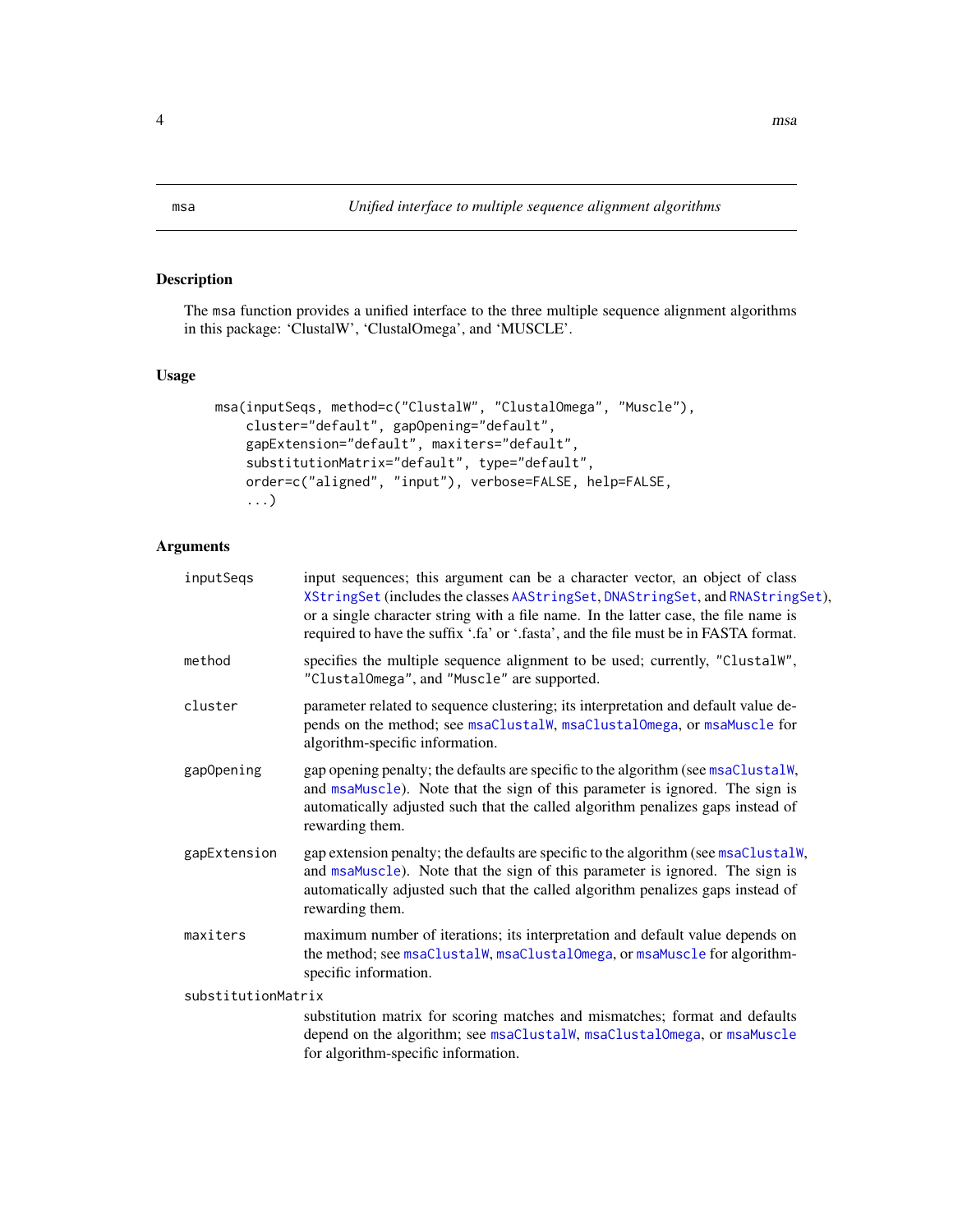# msa — *Unified interface to multiple sequence alignment algorithms*

## Description

The `msa` function provides a unified interface to the three multiple sequence alignment algorithms in this package: 'ClustalW', 'ClustalOmega', and 'MUSCLE'.

## Usage

```
msa(inputSeqs, method=c("ClustalW", "ClustalOmega", "Muscle"),
    cluster="default", gapOpening="default",
    gapExtension="default", maxiters="default",
    substitutionMatrix="default", type="default",
    order=c("aligned", "input"), verbose=FALSE, help=FALSE,
    ...)
```

## Arguments

`inputSeqs`
: input sequences; this argument can be a character vector, an object of class `XStringSet` (includes the classes `AAStringSet`, `DNAStringSet`, and `RNAStringSet`), or a single character string with a file name. In the latter case, the file name is required to have the suffix '.fa' or '.fasta', and the file must be in FASTA format.

`method`
: specifies the multiple sequence alignment to be used; currently, `"ClustalW"`, `"ClustalOmega"`, and `"Muscle"` are supported.

`cluster`
: parameter related to sequence clustering; its interpretation and default value depends on the method; see `msaClustalW`, `msaClustalOmega`, or `msaMuscle` for algorithm-specific information.

`gapOpening`
: gap opening penalty; the defaults are specific to the algorithm (see `msaClustalW`, and `msaMuscle`). Note that the sign of this parameter is ignored. The sign is automatically adjusted such that the called algorithm penalizes gaps instead of rewarding them.

`gapExtension`
: gap extension penalty; the defaults are specific to the algorithm (see `msaClustalW`, and `msaMuscle`). Note that the sign of this parameter is ignored. The sign is automatically adjusted such that the called algorithm penalizes gaps instead of rewarding them.

`maxiters`
: maximum number of iterations; its interpretation and default value depends on the method; see `msaClustalW`, `msaClustalOmega`, or `msaMuscle` for algorithm-specific information.

`substitutionMatrix`
: substitution matrix for scoring matches and mismatches; format and defaults depend on the algorithm; see `msaClustalW`, `msaClustalOmega`, or `msaMuscle` for algorithm-specific information.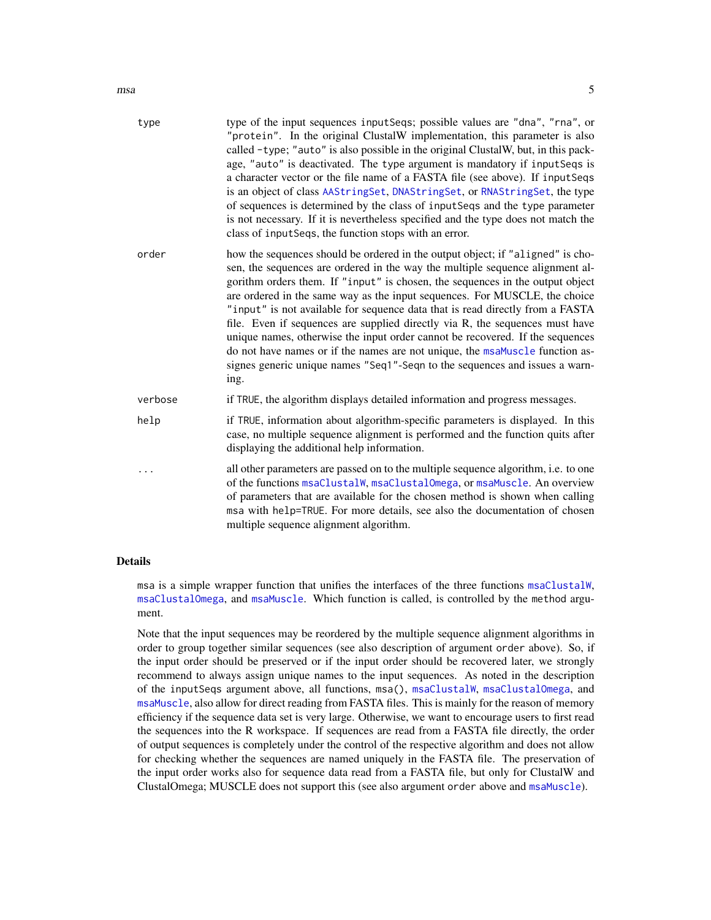| | |
|---|---|
| type | type of the input sequences `inputSeqs`; possible values are `"dna"`, `"rna"`, or `"protein"`. In the original ClustalW implementation, this parameter is also called `-type`; `"auto"` is also possible in the original ClustalW, but, in this package, `"auto"` is deactivated. The `type` argument is mandatory if `inputSeqs` is a character vector or the file name of a FASTA file (see above). If `inputSeqs` is an object of class `AAStringSet`, `DNAStringSet`, or `RNAStringSet`, the type of sequences is determined by the class of `inputSeqs` and the `type` parameter is not necessary. If it is nevertheless specified and the type does not match the class of `inputSeqs`, the function stops with an error. |
| order | how the sequences should be ordered in the output object; if `"aligned"` is chosen, the sequences are ordered in the way the multiple sequence alignment algorithm orders them. If `"input"` is chosen, the sequences in the output object are ordered in the same way as the input sequences. For MUSCLE, the choice `"input"` is not available for sequence data that is read directly from a FASTA file. Even if sequences are supplied directly via R, the sequences must have unique names, otherwise the input order cannot be recovered. If the sequences do not have names or if the names are not unique, the `msaMuscle` function assignes generic unique names `"Seq1"`-`Seqn` to the sequences and issues a warning. |
| verbose | if `TRUE`, the algorithm displays detailed information and progress messages. |
| help | if `TRUE`, information about algorithm-specific parameters is displayed. In this case, no multiple sequence alignment is performed and the function quits after displaying the additional help information. |
| ... | all other parameters are passed on to the multiple sequence algorithm, i.e. to one of the functions `msaClustalW`, `msaClustalOmega`, or `msaMuscle`. An overview of parameters that are available for the chosen method is shown when calling `msa` with `help=TRUE`. For more details, see also the documentation of chosen multiple sequence alignment algorithm. |

## Details

`msa` is a simple wrapper function that unifies the interfaces of the three functions `msaClustalW`, `msaClustalOmega`, and `msaMuscle`. Which function is called, is controlled by the `method` argument.

Note that the input sequences may be reordered by the multiple sequence alignment algorithms in order to group together similar sequences (see also description of argument `order` above). So, if the input order should be preserved or if the input order should be recovered later, we strongly recommend to always assign unique names to the input sequences. As noted in the description of the `inputSeqs` argument above, all functions, `msa()`, `msaClustalW`, `msaClustalOmega`, and `msaMuscle`, also allow for direct reading from FASTA files. This is mainly for the reason of memory efficiency if the sequence data set is very large. Otherwise, we want to encourage users to first read the sequences into the R workspace. If sequences are read from a FASTA file directly, the order of output sequences is completely under the control of the respective algorithm and does not allow for checking whether the sequences are named uniquely in the FASTA file. The preservation of the input order works also for sequence data read from a FASTA file, but only for ClustalW and ClustalOmega; MUSCLE does not support this (see also argument `order` above and `msaMuscle`).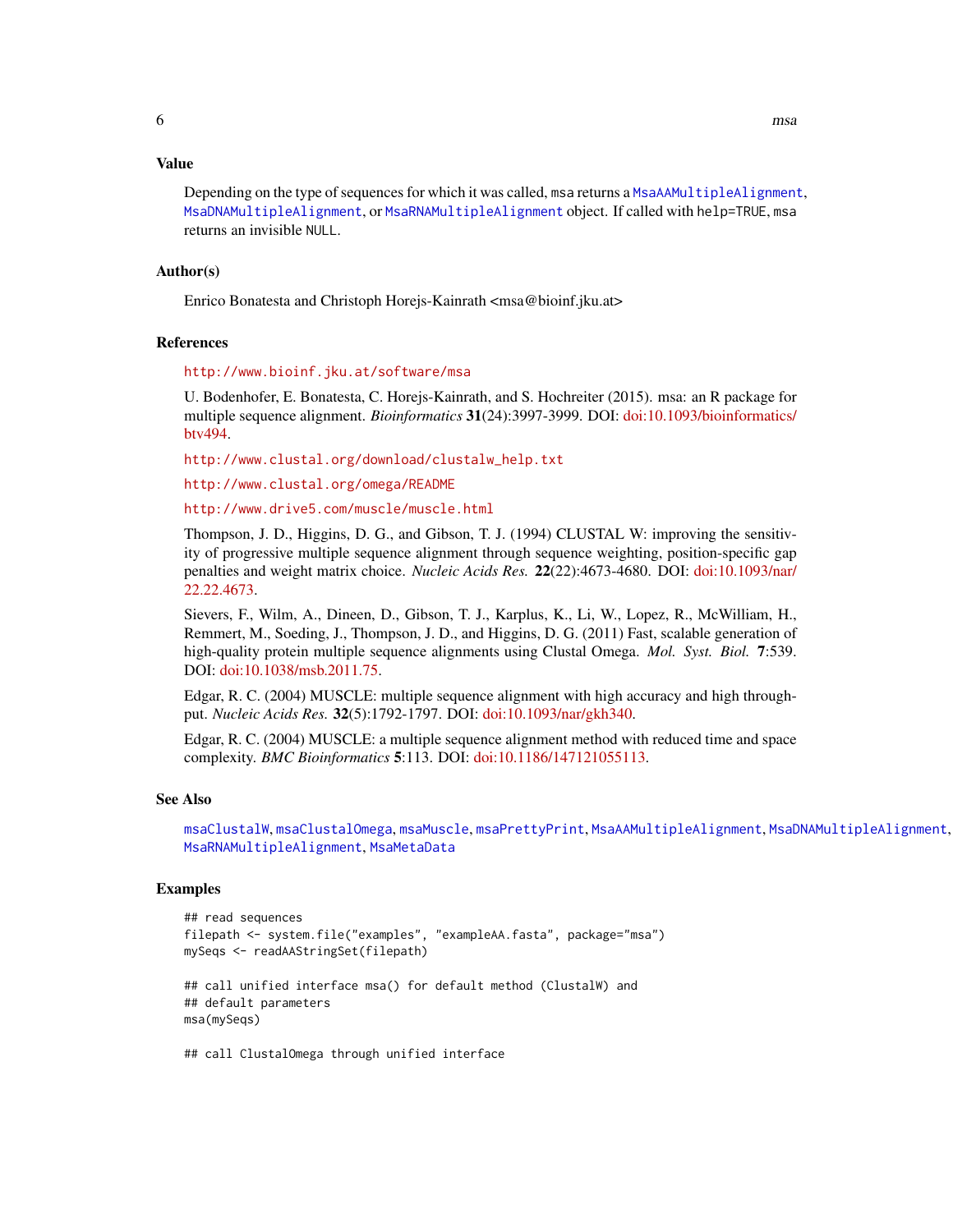## Value

Depending on the type of sequences for which it was called, `msa` returns a `MsaAAMultipleAlignment`, `MsaDNAMultipleAlignment`, or `MsaRNAMultipleAlignment` object. If called with `help=TRUE`, `msa` returns an invisible `NULL`.

## Author(s)

Enrico Bonatesta and Christoph Horejs-Kainrath <msa@bioinf.jku.at>

## References

http://www.bioinf.jku.at/software/msa

U. Bodenhofer, E. Bonatesta, C. Horejs-Kainrath, and S. Hochreiter (2015). msa: an R package for multiple sequence alignment. *Bioinformatics* **31**(24):3997-3999. DOI: doi:10.1093/bioinformatics/btv494.

http://www.clustal.org/download/clustalw_help.txt

http://www.clustal.org/omega/README

http://www.drive5.com/muscle/muscle.html

Thompson, J. D., Higgins, D. G., and Gibson, T. J. (1994) CLUSTAL W: improving the sensitivity of progressive multiple sequence alignment through sequence weighting, position-specific gap penalties and weight matrix choice. *Nucleic Acids Res.* **22**(22):4673-4680. DOI: doi:10.1093/nar/22.22.4673.

Sievers, F., Wilm, A., Dineen, D., Gibson, T. J., Karplus, K., Li, W., Lopez, R., McWilliam, H., Remmert, M., Soeding, J., Thompson, J. D., and Higgins, D. G. (2011) Fast, scalable generation of high-quality protein multiple sequence alignments using Clustal Omega. *Mol. Syst. Biol.* **7**:539. DOI: doi:10.1038/msb.2011.75.

Edgar, R. C. (2004) MUSCLE: multiple sequence alignment with high accuracy and high throughput. *Nucleic Acids Res.* **32**(5):1792-1797. DOI: doi:10.1093/nar/gkh340.

Edgar, R. C. (2004) MUSCLE: a multiple sequence alignment method with reduced time and space complexity. *BMC Bioinformatics* **5**:113. DOI: doi:10.1186/147121055113.

## See Also

`msaClustalW`, `msaClustalOmega`, `msaMuscle`, `msaPrettyPrint`, `MsaAAMultipleAlignment`, `MsaDNAMultipleAlignment`, `MsaRNAMultipleAlignment`, `MsaMetaData`

## Examples

```
## read sequences
filepath <- system.file("examples", "exampleAA.fasta", package="msa")
mySeqs <- readAAStringSet(filepath)

## call unified interface msa() for default method (ClustalW) and
## default parameters
msa(mySeqs)

## call ClustalOmega through unified interface
```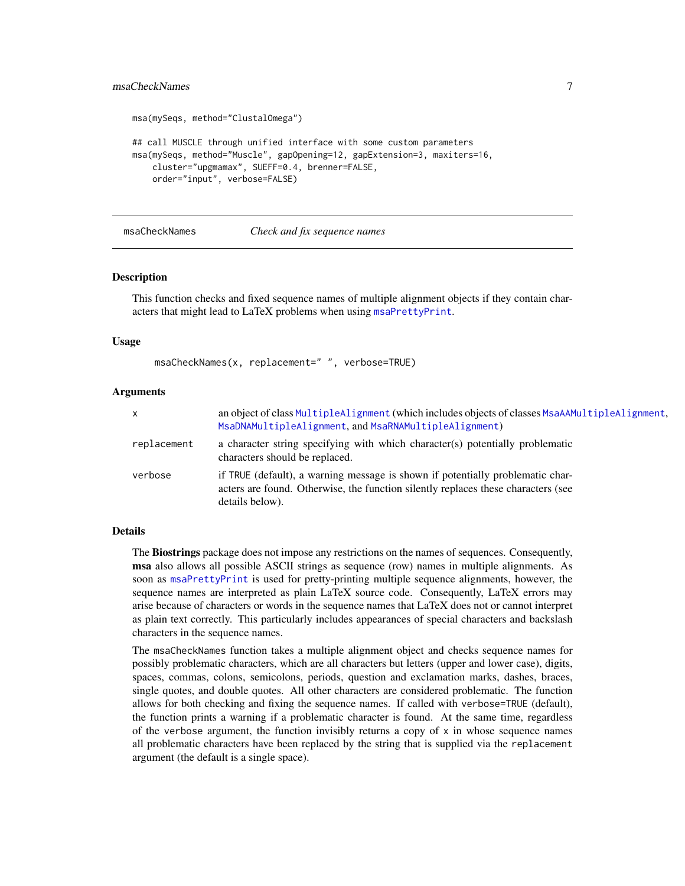```
msa(mySeqs, method="ClustalOmega")

## call MUSCLE through unified interface with some custom parameters
msa(mySeqs, method="Muscle", gapOpening=12, gapExtension=3, maxiters=16,
    cluster="upgmamax", SUEFF=0.4, brenner=FALSE,
    order="input", verbose=FALSE)
```

---

## msaCheckNames — *Check and fix sequence names*

### Description

This function checks and fixed sequence names of multiple alignment objects if they contain characters that might lead to LaTeX problems when using `msaPrettyPrint`.

### Usage

```
msaCheckNames(x, replacement=" ", verbose=TRUE)
```

### Arguments

| | |
|---|---|
| `x` | an object of class `MultipleAlignment` (which includes objects of classes `MsaAAMultipleAlignment`, `MsaDNAMultipleAlignment`, and `MsaRNAMultipleAlignment`) |
| `replacement` | a character string specifying with which character(s) potentially problematic characters should be replaced. |
| `verbose` | if `TRUE` (default), a warning message is shown if potentially problematic characters are found. Otherwise, the function silently replaces these characters (see details below). |

### Details

The **Biostrings** package does not impose any restrictions on the names of sequences. Consequently, **msa** also allows all possible ASCII strings as sequence (row) names in multiple alignments. As soon as `msaPrettyPrint` is used for pretty-printing multiple sequence alignments, however, the sequence names are interpreted as plain LaTeX source code. Consequently, LaTeX errors may arise because of characters or words in the sequence names that LaTeX does not or cannot interpret as plain text correctly. This particularly includes appearances of special characters and backslash characters in the sequence names.

The `msaCheckNames` function takes a multiple alignment object and checks sequence names for possibly problematic characters, which are all characters but letters (upper and lower case), digits, spaces, commas, colons, semicolons, periods, question and exclamation marks, dashes, braces, single quotes, and double quotes. All other characters are considered problematic. The function allows for both checking and fixing the sequence names. If called with `verbose=TRUE` (default), the function prints a warning if a problematic character is found. At the same time, regardless of the `verbose` argument, the function invisibly returns a copy of `x` in whose sequence names all problematic characters have been replaced by the string that is supplied via the `replacement` argument (the default is a single space).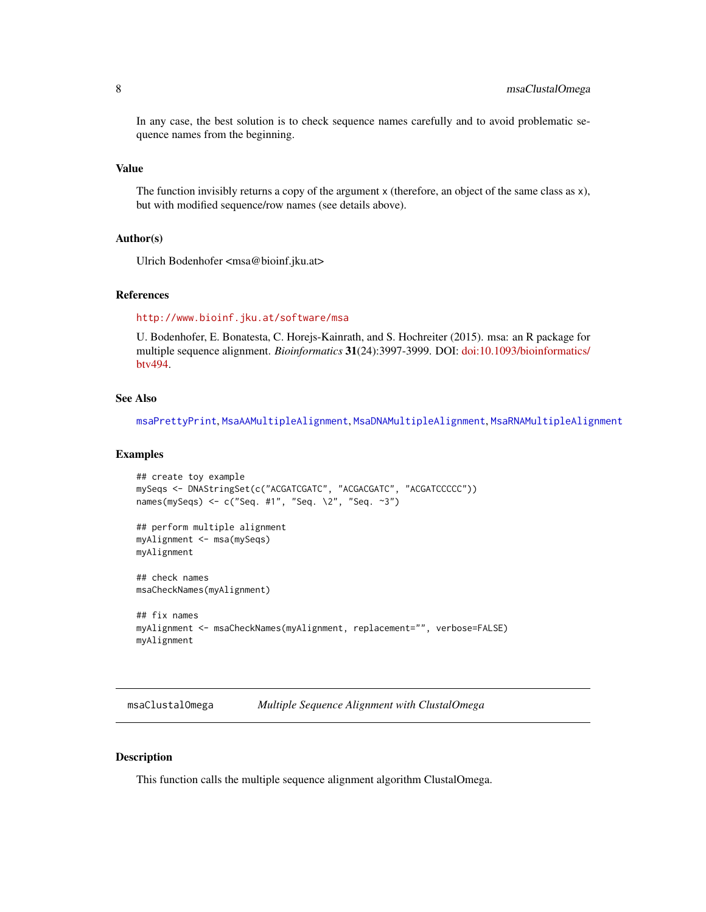In any case, the best solution is to check sequence names carefully and to avoid problematic sequence names from the beginning.

### Value

The function invisibly returns a copy of the argument `x` (therefore, an object of the same class as `x`), but with modified sequence/row names (see details above).

### Author(s)

Ulrich Bodenhofer <msa@bioinf.jku.at>

### References

http://www.bioinf.jku.at/software/msa

U. Bodenhofer, E. Bonatesta, C. Horejs-Kainrath, and S. Hochreiter (2015). msa: an R package for multiple sequence alignment. *Bioinformatics* **31**(24):3997-3999. DOI: doi:10.1093/bioinformatics/btv494.

### See Also

`msaPrettyPrint`, `MsaAAMultipleAlignment`, `MsaDNAMultipleAlignment`, `MsaRNAMultipleAlignment`

### Examples

```
## create toy example
mySeqs <- DNAStringSet(c("ACGATCGATC", "ACGACGATC", "ACGATCCCCC"))
names(mySeqs) <- c("Seq. #1", "Seq. \2", "Seq. ~3")

## perform multiple alignment
myAlignment <- msa(mySeqs)
myAlignment

## check names
msaCheckNames(myAlignment)

## fix names
myAlignment <- msaCheckNames(myAlignment, replacement="", verbose=FALSE)
myAlignment
```

---

## msaClustalOmega *Multiple Sequence Alignment with ClustalOmega*

---

### Description

This function calls the multiple sequence alignment algorithm ClustalOmega.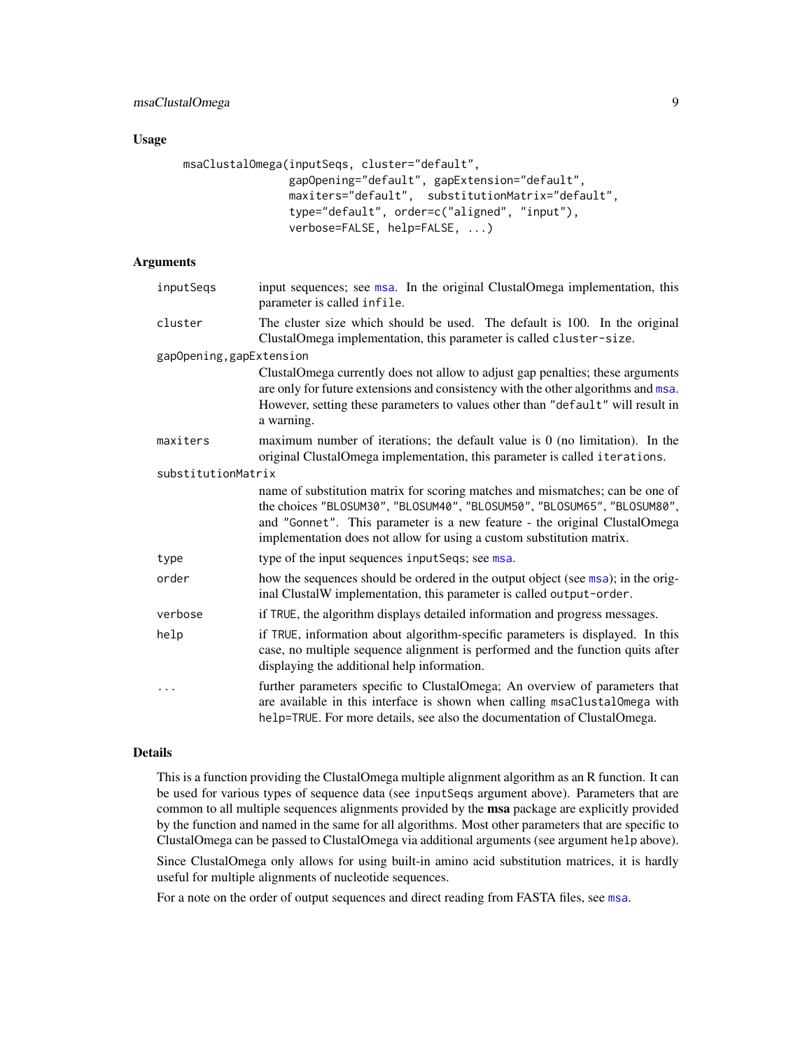## Usage

```
msaClustalOmega(inputSeqs, cluster="default",
                gapOpening="default", gapExtension="default",
                maxiters="default",  substitutionMatrix="default",
                type="default", order=c("aligned", "input"),
                verbose=FALSE, help=FALSE, ...)
```

## Arguments

| Argument | Description |
|---|---|
| `inputSeqs` | input sequences; see `msa`. In the original ClustalOmega implementation, this parameter is called `infile`. |
| `cluster` | The cluster size which should be used. The default is 100. In the original ClustalOmega implementation, this parameter is called `cluster-size`. |
| `gapOpening,gapExtension` | ClustalOmega currently does not allow to adjust gap penalties; these arguments are only for future extensions and consistency with the other algorithms and `msa`. However, setting these parameters to values other than `"default"` will result in a warning. |
| `maxiters` | maximum number of iterations; the default value is 0 (no limitation). In the original ClustalOmega implementation, this parameter is called `iterations`. |
| `substitutionMatrix` | name of substitution matrix for scoring matches and mismatches; can be one of the choices `"BLOSUM30"`, `"BLOSUM40"`, `"BLOSUM50"`, `"BLOSUM65"`, `"BLOSUM80"`, and `"Gonnet"`. This parameter is a new feature - the original ClustalOmega implementation does not allow for using a custom substitution matrix. |
| `type` | type of the input sequences `inputSeqs`; see `msa`. |
| `order` | how the sequences should be ordered in the output object (see `msa`); in the original ClustalW implementation, this parameter is called `output-order`. |
| `verbose` | if `TRUE`, the algorithm displays detailed information and progress messages. |
| `help` | if `TRUE`, information about algorithm-specific parameters is displayed. In this case, no multiple sequence alignment is performed and the function quits after displaying the additional help information. |
| `...` | further parameters specific to ClustalOmega; An overview of parameters that are available in this interface is shown when calling `msaClustalOmega` with `help=TRUE`. For more details, see also the documentation of ClustalOmega. |

## Details

This is a function providing the ClustalOmega multiple alignment algorithm as an R function. It can be used for various types of sequence data (see `inputSeqs` argument above). Parameters that are common to all multiple sequences alignments provided by the **msa** package are explicitly provided by the function and named in the same for all algorithms. Most other parameters that are specific to ClustalOmega can be passed to ClustalOmega via additional arguments (see argument `help` above).

Since ClustalOmega only allows for using built-in amino acid substitution matrices, it is hardly useful for multiple alignments of nucleotide sequences.

For a note on the order of output sequences and direct reading from FASTA files, see `msa`.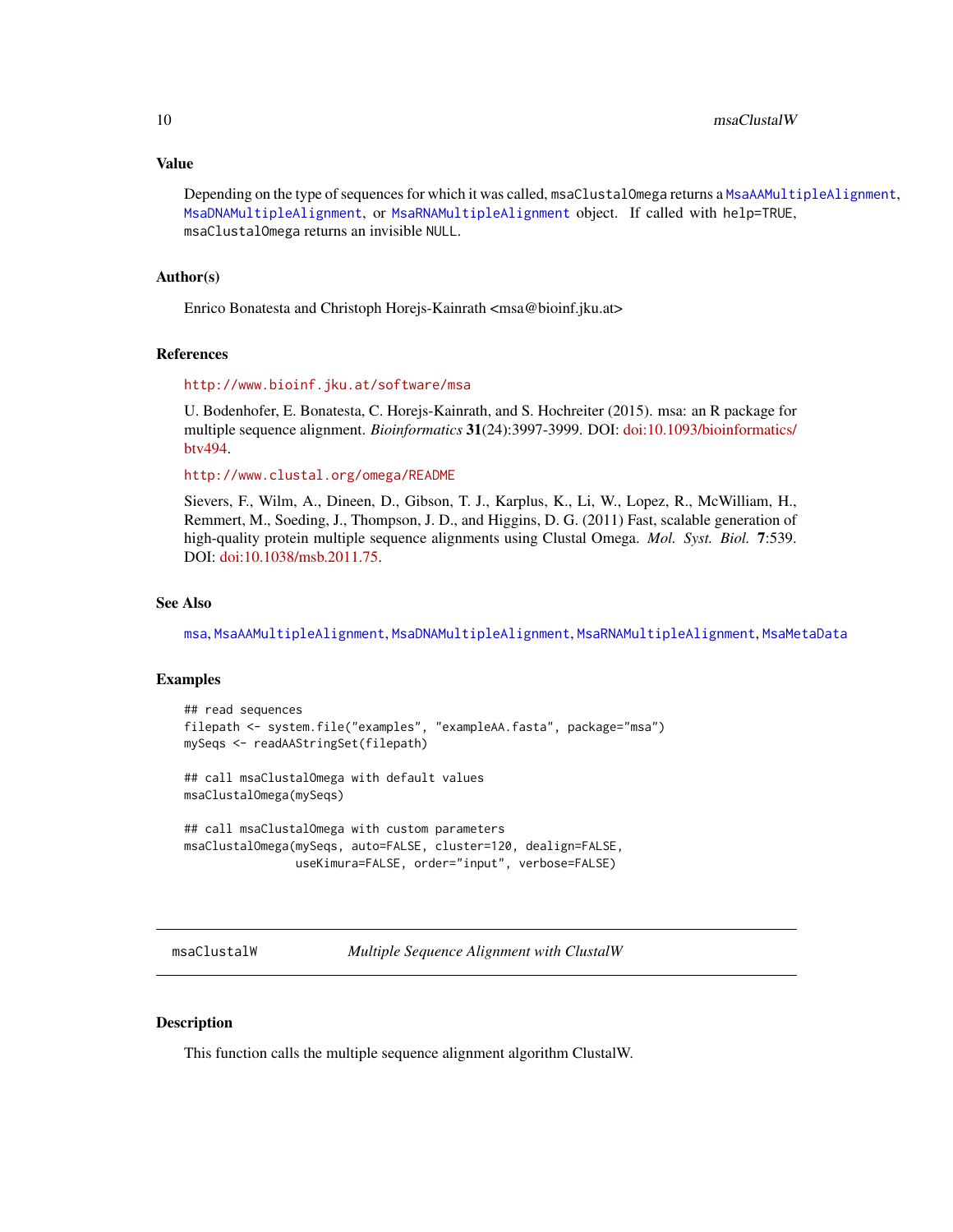### Value

Depending on the type of sequences for which it was called, `msaClustalOmega` returns a `MsaAAMultipleAlignment`, `MsaDNAMultipleAlignment`, or `MsaRNAMultipleAlignment` object. If called with `help=TRUE`, `msaClustalOmega` returns an invisible `NULL`.

### Author(s)

Enrico Bonatesta and Christoph Horejs-Kainrath <msa@bioinf.jku.at>

### References

http://www.bioinf.jku.at/software/msa

U. Bodenhofer, E. Bonatesta, C. Horejs-Kainrath, and S. Hochreiter (2015). msa: an R package for multiple sequence alignment. *Bioinformatics* **31**(24):3997-3999. DOI: doi:10.1093/bioinformatics/btv494.

http://www.clustal.org/omega/README

Sievers, F., Wilm, A., Dineen, D., Gibson, T. J., Karplus, K., Li, W., Lopez, R., McWilliam, H., Remmert, M., Soeding, J., Thompson, J. D., and Higgins, D. G. (2011) Fast, scalable generation of high-quality protein multiple sequence alignments using Clustal Omega. *Mol. Syst. Biol.* **7**:539. DOI: doi:10.1038/msb.2011.75.

### See Also

`msa`, `MsaAAMultipleAlignment`, `MsaDNAMultipleAlignment`, `MsaRNAMultipleAlignment`, `MsaMetaData`

### Examples

```
## read sequences
filepath <- system.file("examples", "exampleAA.fasta", package="msa")
mySeqs <- readAAStringSet(filepath)

## call msaClustalOmega with default values
msaClustalOmega(mySeqs)

## call msaClustalOmega with custom parameters
msaClustalOmega(mySeqs, auto=FALSE, cluster=120, dealign=FALSE,
                useKimura=FALSE, order="input", verbose=FALSE)
```

---

## msaClustalW — *Multiple Sequence Alignment with ClustalW*

---

### Description

This function calls the multiple sequence alignment algorithm ClustalW.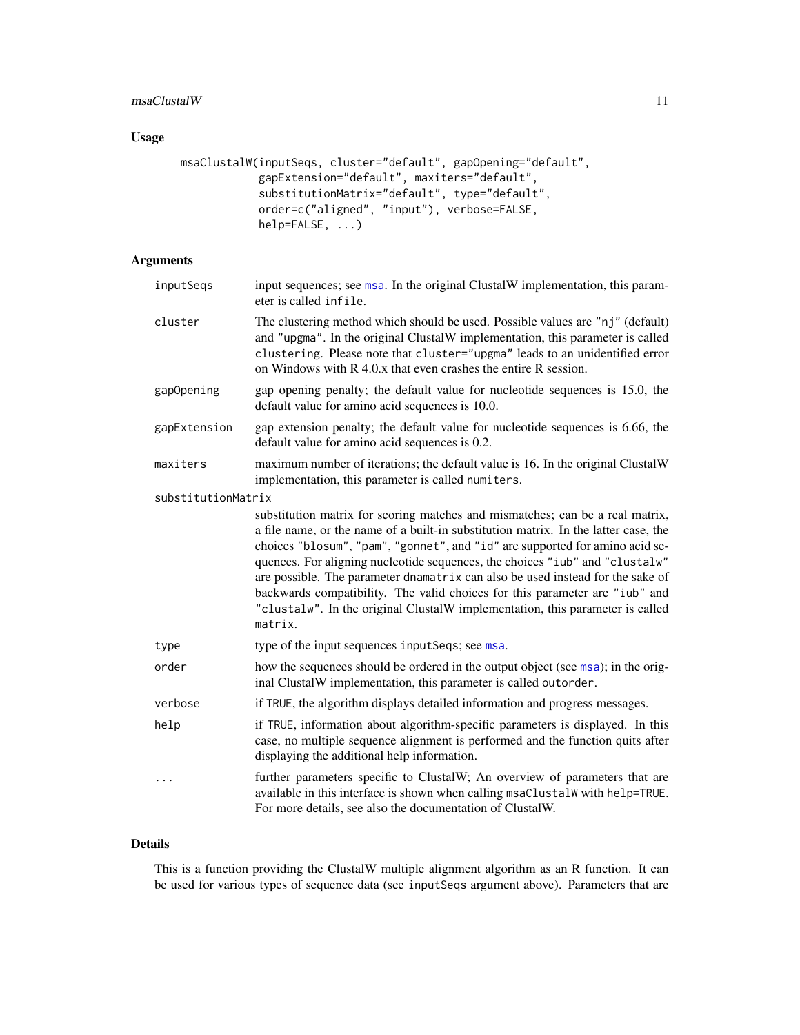## Usage

```
msaClustalW(inputSeqs, cluster="default", gapOpening="default",
            gapExtension="default", maxiters="default",
            substitutionMatrix="default", type="default",
            order=c("aligned", "input"), verbose=FALSE,
            help=FALSE, ...)
```

## Arguments

| | |
|---|---|
| `inputSeqs` | input sequences; see `msa`. In the original ClustalW implementation, this parameter is called `infile`. |
| `cluster` | The clustering method which should be used. Possible values are `"nj"` (default) and `"upgma"`. In the original ClustalW implementation, this parameter is called `clustering`. Please note that `cluster="upgma"` leads to an unidentified error on Windows with R 4.0.x that even crashes the entire R session. |
| `gapOpening` | gap opening penalty; the default value for nucleotide sequences is 15.0, the default value for amino acid sequences is 10.0. |
| `gapExtension` | gap extension penalty; the default value for nucleotide sequences is 6.66, the default value for amino acid sequences is 0.2. |
| `maxiters` | maximum number of iterations; the default value is 16. In the original ClustalW implementation, this parameter is called `numiters`. |
| `substitutionMatrix` | substitution matrix for scoring matches and mismatches; can be a real matrix, a file name, or the name of a built-in substitution matrix. In the latter case, the choices `"blosum"`, `"pam"`, `"gonnet"`, and `"id"` are supported for amino acid sequences. For aligning nucleotide sequences, the choices `"iub"` and `"clustalw"` are possible. The parameter `dnamatrix` can also be used instead for the sake of backwards compatibility. The valid choices for this parameter are `"iub"` and `"clustalw"`. In the original ClustalW implementation, this parameter is called `matrix`. |
| `type` | type of the input sequences `inputSeqs`; see `msa`. |
| `order` | how the sequences should be ordered in the output object (see `msa`); in the original ClustalW implementation, this parameter is called `outorder`. |
| `verbose` | if `TRUE`, the algorithm displays detailed information and progress messages. |
| `help` | if `TRUE`, information about algorithm-specific parameters is displayed. In this case, no multiple sequence alignment is performed and the function quits after displaying the additional help information. |
| `...` | further parameters specific to ClustalW; An overview of parameters that are available in this interface is shown when calling `msaClustalW` with `help=TRUE`. For more details, see also the documentation of ClustalW. |

## Details

This is a function providing the ClustalW multiple alignment algorithm as an R function. It can be used for various types of sequence data (see `inputSeqs` argument above). Parameters that are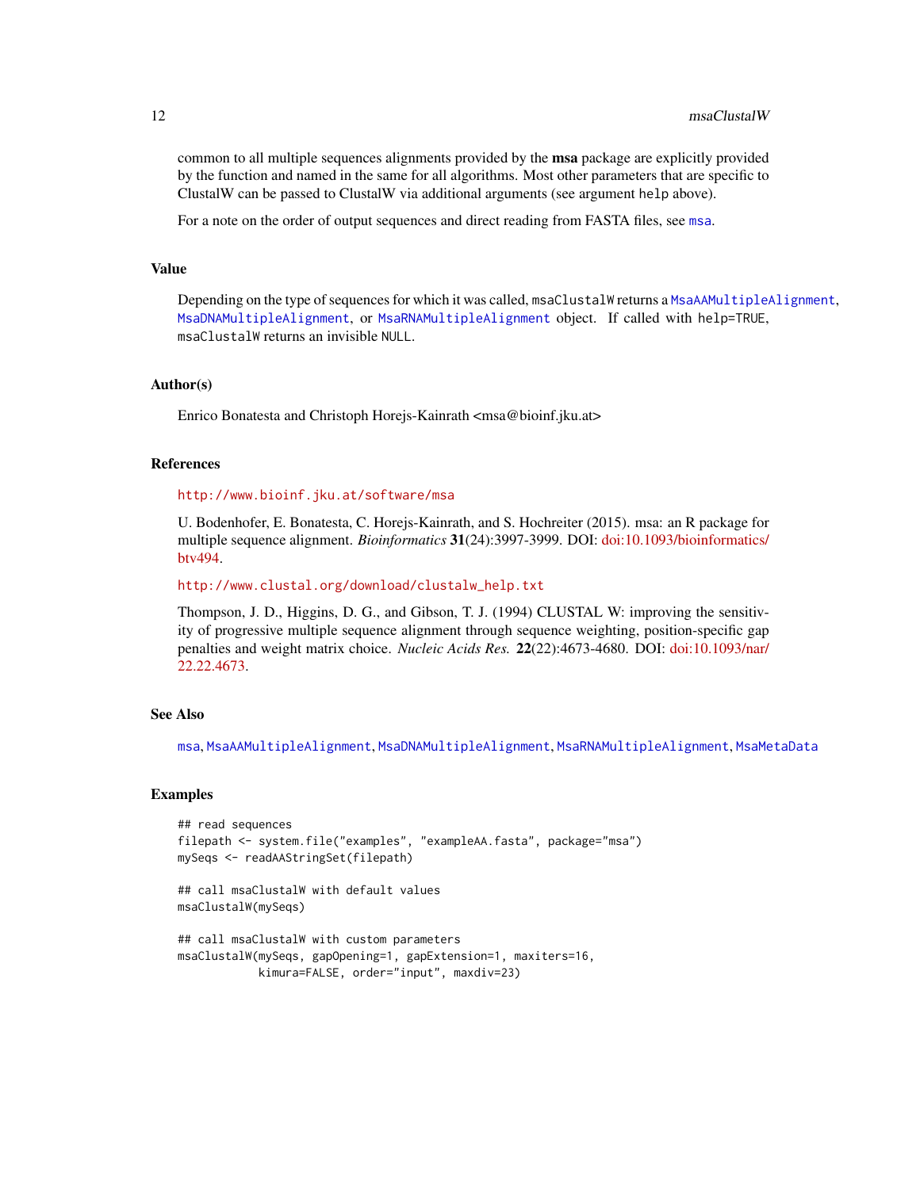common to all multiple sequences alignments provided by the **msa** package are explicitly provided by the function and named in the same for all algorithms. Most other parameters that are specific to ClustalW can be passed to ClustalW via additional arguments (see argument `help` above).

For a note on the order of output sequences and direct reading from FASTA files, see `msa`.

## Value

Depending on the type of sequences for which it was called, `msaClustalW` returns a `MsaAAMultipleAlignment`, `MsaDNAMultipleAlignment`, or `MsaRNAMultipleAlignment` object. If called with `help=TRUE`, `msaClustalW` returns an invisible `NULL`.

## Author(s)

Enrico Bonatesta and Christoph Horejs-Kainrath <msa@bioinf.jku.at>

## References

http://www.bioinf.jku.at/software/msa

U. Bodenhofer, E. Bonatesta, C. Horejs-Kainrath, and S. Hochreiter (2015). msa: an R package for multiple sequence alignment. *Bioinformatics* **31**(24):3997-3999. DOI: doi:10.1093/bioinformatics/btv494.

http://www.clustal.org/download/clustalw_help.txt

Thompson, J. D., Higgins, D. G., and Gibson, T. J. (1994) CLUSTAL W: improving the sensitivity of progressive multiple sequence alignment through sequence weighting, position-specific gap penalties and weight matrix choice. *Nucleic Acids Res.* **22**(22):4673-4680. DOI: doi:10.1093/nar/22.22.4673.

## See Also

`msa`, `MsaAAMultipleAlignment`, `MsaDNAMultipleAlignment`, `MsaRNAMultipleAlignment`, `MsaMetaData`

## Examples

```
## read sequences
filepath <- system.file("examples", "exampleAA.fasta", package="msa")
mySeqs <- readAAStringSet(filepath)

## call msaClustalW with default values
msaClustalW(mySeqs)

## call msaClustalW with custom parameters
msaClustalW(mySeqs, gapOpening=1, gapExtension=1, maxiters=16,
            kimura=FALSE, order="input", maxdiv=23)
```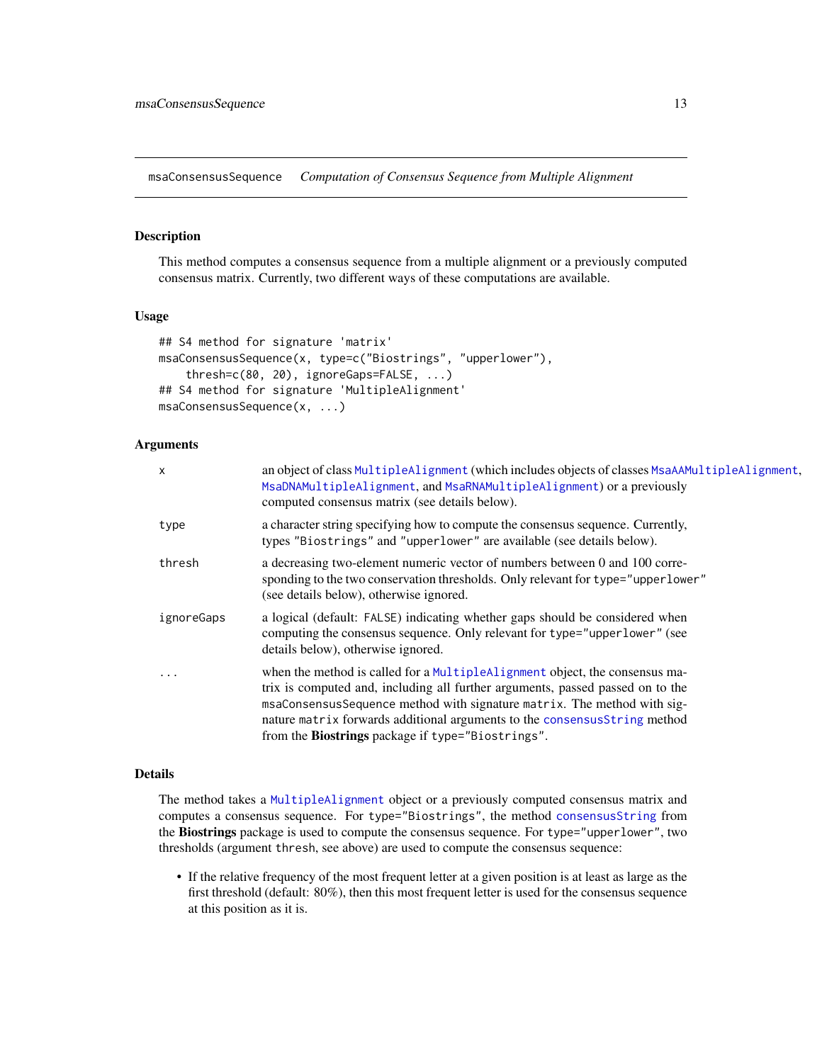msaConsensusSequence    *Computation of Consensus Sequence from Multiple Alignment*

## Description

This method computes a consensus sequence from a multiple alignment or a previously computed consensus matrix. Currently, two different ways of these computations are available.

## Usage

```
## S4 method for signature 'matrix'
msaConsensusSequence(x, type=c("Biostrings", "upperlower"),
    thresh=c(80, 20), ignoreGaps=FALSE, ...)
## S4 method for signature 'MultipleAlignment'
msaConsensusSequence(x, ...)
```

## Arguments

| | |
|---|---|
| `x` | an object of class `MultipleAlignment` (which includes objects of classes `MsaAAMultipleAlignment`, `MsaDNAMultipleAlignment`, and `MsaRNAMultipleAlignment`) or a previously computed consensus matrix (see details below). |
| `type` | a character string specifying how to compute the consensus sequence. Currently, types `"Biostrings"` and `"upperlower"` are available (see details below). |
| `thresh` | a decreasing two-element numeric vector of numbers between 0 and 100 corresponding to the two conservation thresholds. Only relevant for `type="upperlower"` (see details below), otherwise ignored. |
| `ignoreGaps` | a logical (default: `FALSE`) indicating whether gaps should be considered when computing the consensus sequence. Only relevant for `type="upperlower"` (see details below), otherwise ignored. |
| `...` | when the method is called for a `MultipleAlignment` object, the consensus matrix is computed and, including all further arguments, passed passed on to the `msaConsensusSequence` method with signature `matrix`. The method with signature `matrix` forwards additional arguments to the `consensusString` method from the **Biostrings** package if `type="Biostrings"`. |

## Details

The method takes a `MultipleAlignment` object or a previously computed consensus matrix and computes a consensus sequence. For `type="Biostrings"`, the method `consensusString` from the **Biostrings** package is used to compute the consensus sequence. For `type="upperlower"`, two thresholds (argument `thresh`, see above) are used to compute the consensus sequence:

- If the relative frequency of the most frequent letter at a given position is at least as large as the first threshold (default: 80%), then this most frequent letter is used for the consensus sequence at this position as it is.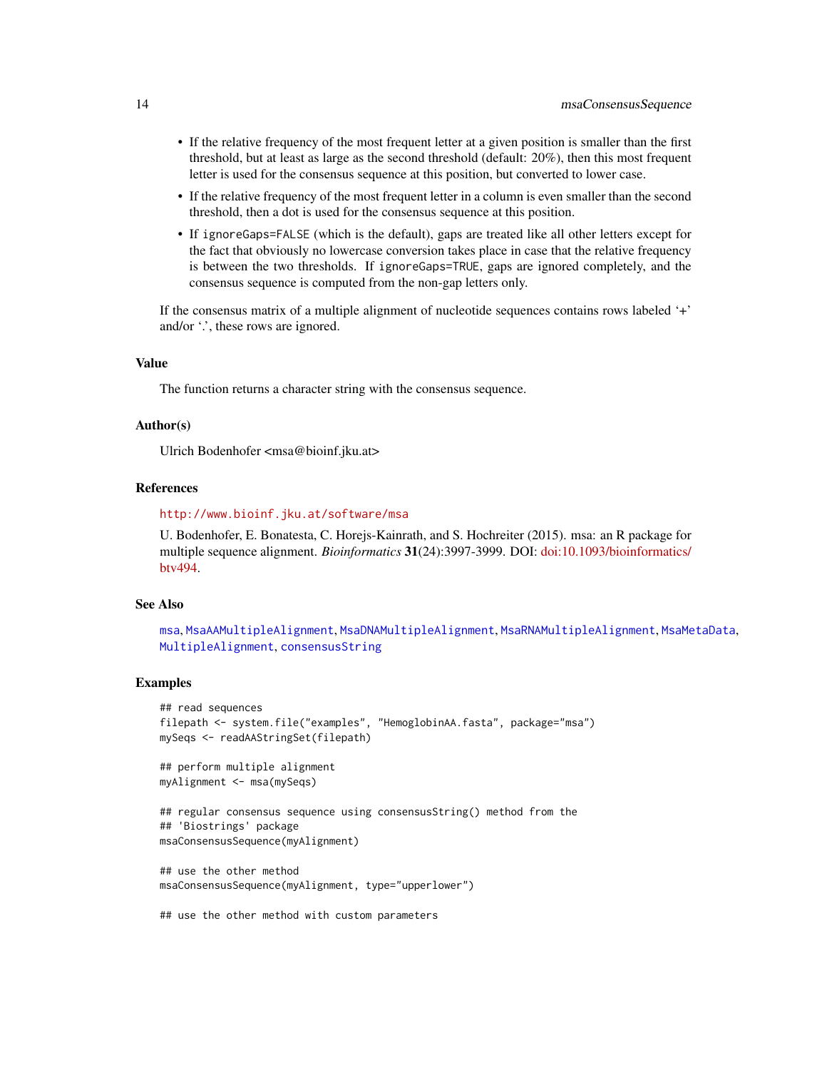- If the relative frequency of the most frequent letter at a given position is smaller than the first threshold, but at least as large as the second threshold (default: 20%), then this most frequent letter is used for the consensus sequence at this position, but converted to lower case.
- If the relative frequency of the most frequent letter in a column is even smaller than the second threshold, then a dot is used for the consensus sequence at this position.
- If `ignoreGaps=FALSE` (which is the default), gaps are treated like all other letters except for the fact that obviously no lowercase conversion takes place in case that the relative frequency is between the two thresholds. If `ignoreGaps=TRUE`, gaps are ignored completely, and the consensus sequence is computed from the non-gap letters only.

If the consensus matrix of a multiple alignment of nucleotide sequences contains rows labeled '+' and/or '.', these rows are ignored.

## Value

The function returns a character string with the consensus sequence.

## Author(s)

Ulrich Bodenhofer <msa@bioinf.jku.at>

## References

http://www.bioinf.jku.at/software/msa

U. Bodenhofer, E. Bonatesta, C. Horejs-Kainrath, and S. Hochreiter (2015). msa: an R package for multiple sequence alignment. *Bioinformatics* **31**(24):3997-3999. DOI: doi:10.1093/bioinformatics/btv494.

## See Also

`msa`, `MsaAAMultipleAlignment`, `MsaDNAMultipleAlignment`, `MsaRNAMultipleAlignment`, `MsaMetaData`, `MultipleAlignment`, `consensusString`

## Examples

```
## read sequences
filepath <- system.file("examples", "HemoglobinAA.fasta", package="msa")
mySeqs <- readAAStringSet(filepath)

## perform multiple alignment
myAlignment <- msa(mySeqs)

## regular consensus sequence using consensusString() method from the
## 'Biostrings' package
msaConsensusSequence(myAlignment)

## use the other method
msaConsensusSequence(myAlignment, type="upperlower")

## use the other method with custom parameters
```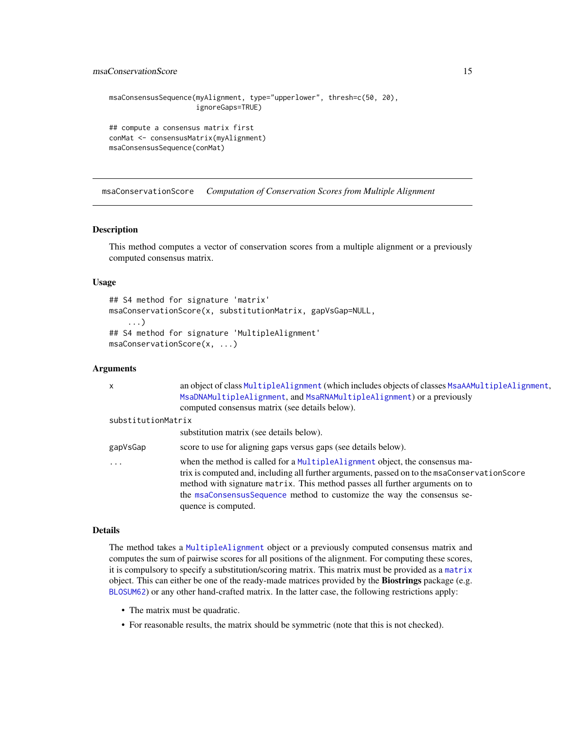```
msaConsensusSequence(myAlignment, type="upperlower", thresh=c(50, 20),
                     ignoreGaps=TRUE)

## compute a consensus matrix first
conMat <- consensusMatrix(myAlignment)
msaConsensusSequence(conMat)
```

---

## msaConservationScore *Computation of Conservation Scores from Multiple Alignment*

---

### Description

This method computes a vector of conservation scores from a multiple alignment or a previously computed consensus matrix.

### Usage

```
## S4 method for signature 'matrix'
msaConservationScore(x, substitutionMatrix, gapVsGap=NULL,
    ...)
## S4 method for signature 'MultipleAlignment'
msaConservationScore(x, ...)
```

### Arguments

| | |
|---|---|
| `x` | an object of class `MultipleAlignment` (which includes objects of classes `MsaAAMultipleAlignment`, `MsaDNAMultipleAlignment`, and `MsaRNAMultipleAlignment`) or a previously computed consensus matrix (see details below). |
| `substitutionMatrix` | substitution matrix (see details below). |
| `gapVsGap` | score to use for aligning gaps versus gaps (see details below). |
| `...` | when the method is called for a `MultipleAlignment` object, the consensus matrix is computed and, including all further arguments, passed on to the `msaConservationScore` method with signature `matrix`. This method passes all further arguments on to the `msaConsensusSequence` method to customize the way the consensus sequence is computed. |

### Details

The method takes a `MultipleAlignment` object or a previously computed consensus matrix and computes the sum of pairwise scores for all positions of the alignment. For computing these scores, it is compulsory to specify a substitution/scoring matrix. This matrix must be provided as a `matrix` object. This can either be one of the ready-made matrices provided by the **Biostrings** package (e.g. `BLOSUM62`) or any other hand-crafted matrix. In the latter case, the following restrictions apply:

- The matrix must be quadratic.
- For reasonable results, the matrix should be symmetric (note that this is not checked).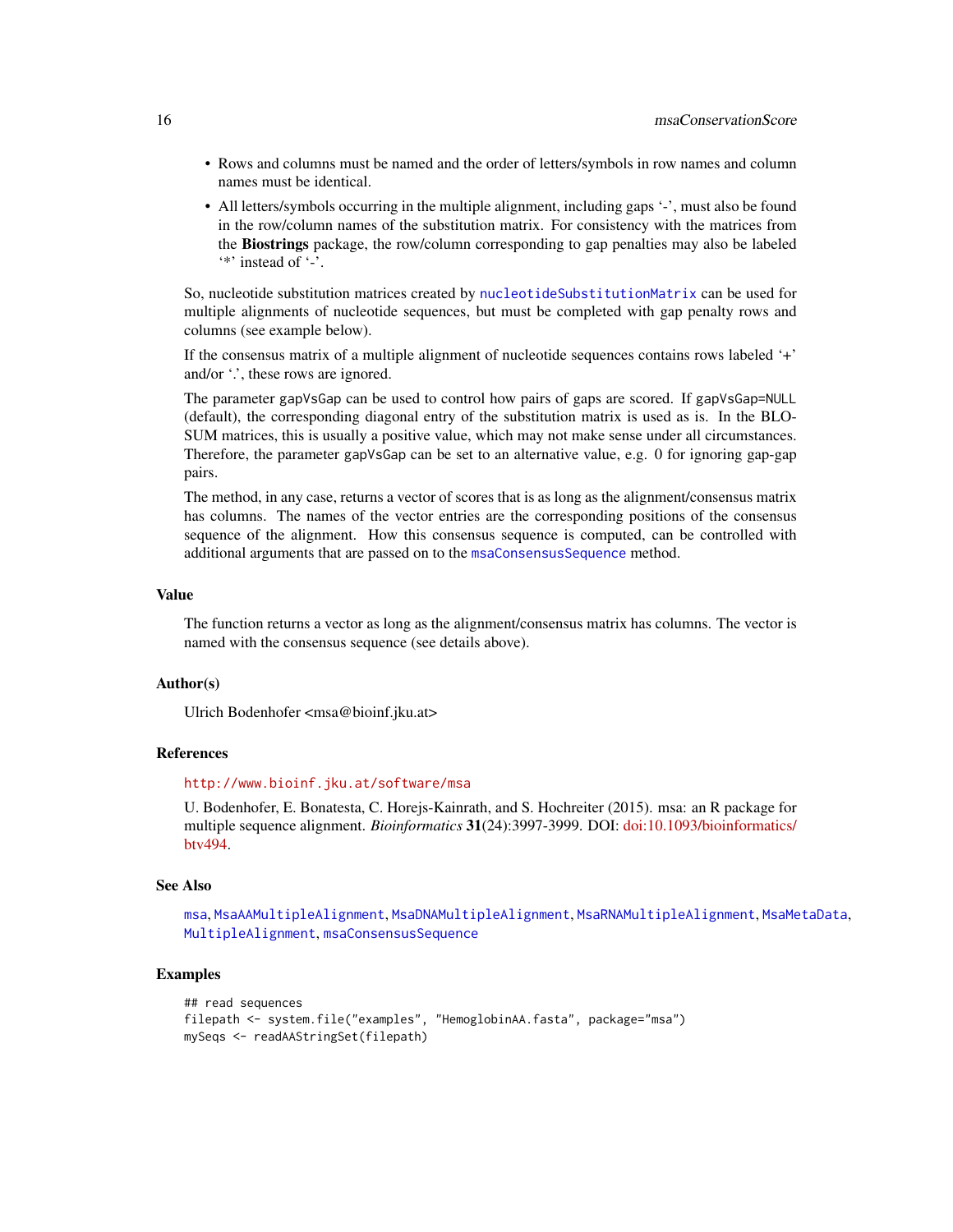- Rows and columns must be named and the order of letters/symbols in row names and column names must be identical.
- All letters/symbols occurring in the multiple alignment, including gaps '-', must also be found in the row/column names of the substitution matrix. For consistency with the matrices from the **Biostrings** package, the row/column corresponding to gap penalties may also be labeled '*' instead of '-'.

So, nucleotide substitution matrices created by `nucleotideSubstitutionMatrix` can be used for multiple alignments of nucleotide sequences, but must be completed with gap penalty rows and columns (see example below).

If the consensus matrix of a multiple alignment of nucleotide sequences contains rows labeled '+' and/or '.', these rows are ignored.

The parameter `gapVsGap` can be used to control how pairs of gaps are scored. If `gapVsGap=NULL` (default), the corresponding diagonal entry of the substitution matrix is used as is. In the BLOSUM matrices, this is usually a positive value, which may not make sense under all circumstances. Therefore, the parameter `gapVsGap` can be set to an alternative value, e.g. 0 for ignoring gap-gap pairs.

The method, in any case, returns a vector of scores that is as long as the alignment/consensus matrix has columns. The names of the vector entries are the corresponding positions of the consensus sequence of the alignment. How this consensus sequence is computed, can be controlled with additional arguments that are passed on to the `msaConsensusSequence` method.

## Value

The function returns a vector as long as the alignment/consensus matrix has columns. The vector is named with the consensus sequence (see details above).

## Author(s)

Ulrich Bodenhofer <msa@bioinf.jku.at>

## References

http://www.bioinf.jku.at/software/msa

U. Bodenhofer, E. Bonatesta, C. Horejs-Kainrath, and S. Hochreiter (2015). msa: an R package for multiple sequence alignment. *Bioinformatics* **31**(24):3997-3999. DOI: doi:10.1093/bioinformatics/btv494.

## See Also

`msa`, `MsaAAMultipleAlignment`, `MsaDNAMultipleAlignment`, `MsaRNAMultipleAlignment`, `MsaMetaData`, `MultipleAlignment`, `msaConsensusSequence`

## Examples

```
## read sequences
filepath <- system.file("examples", "HemoglobinAA.fasta", package="msa")
mySeqs <- readAAStringSet(filepath)
```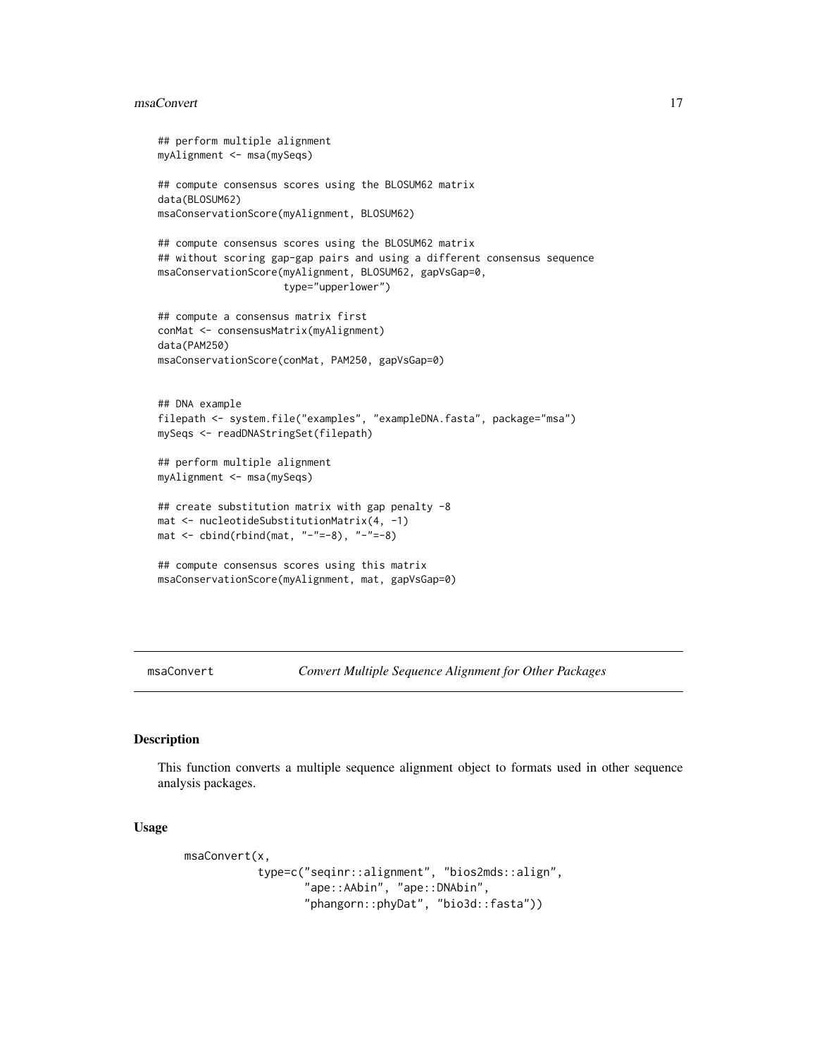```
## perform multiple alignment
myAlignment <- msa(mySeqs)

## compute consensus scores using the BLOSUM62 matrix
data(BLOSUM62)
msaConservationScore(myAlignment, BLOSUM62)

## compute consensus scores using the BLOSUM62 matrix
## without scoring gap-gap pairs and using a different consensus sequence
msaConservationScore(myAlignment, BLOSUM62, gapVsGap=0,
                     type="upperlower")

## compute a consensus matrix first
conMat <- consensusMatrix(myAlignment)
data(PAM250)
msaConservationScore(conMat, PAM250, gapVsGap=0)


## DNA example
filepath <- system.file("examples", "exampleDNA.fasta", package="msa")
mySeqs <- readDNAStringSet(filepath)

## perform multiple alignment
myAlignment <- msa(mySeqs)

## create substitution matrix with gap penalty -8
mat <- nucleotideSubstitutionMatrix(4, -1)
mat <- cbind(rbind(mat, "-"=-8), "-"=-8)

## compute consensus scores using this matrix
msaConservationScore(myAlignment, mat, gapVsGap=0)
```

## msaConvert — *Convert Multiple Sequence Alignment for Other Packages*

### Description

This function converts a multiple sequence alignment object to formats used in other sequence analysis packages.

### Usage

```
msaConvert(x,
           type=c("seqinr::alignment", "bios2mds::align",
                  "ape::AAbin", "ape::DNAbin",
                  "phangorn::phyDat", "bio3d::fasta"))
```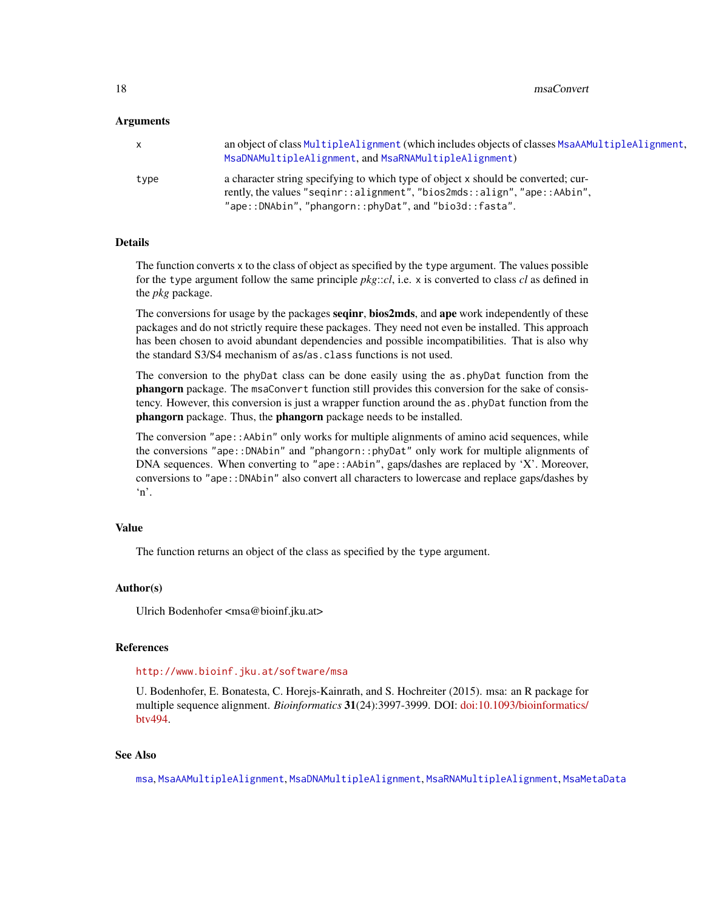### Arguments

x
: an object of class `MultipleAlignment` (which includes objects of classes `MsaAAMultipleAlignment`, `MsaDNAMultipleAlignment`, and `MsaRNAMultipleAlignment`)

type
: a character string specifying to which type of object `x` should be converted; currently, the values `"seqinr::alignment"`, `"bios2mds::align"`, `"ape::AAbin"`, `"ape::DNAbin"`, `"phangorn::phyDat"`, and `"bio3d::fasta"`.

### Details

The function converts `x` to the class of object as specified by the `type` argument. The values possible for the `type` argument follow the same principle *pkg*::*cl*, i.e. `x` is converted to class *cl* as defined in the *pkg* package.

The conversions for usage by the packages **seqinr**, **bios2mds**, and **ape** work independently of these packages and do not strictly require these packages. They need not even be installed. This approach has been chosen to avoid abundant dependencies and possible incompatibilities. That is also why the standard S3/S4 mechanism of `as`/`as.class` functions is not used.

The conversion to the `phyDat` class can be done easily using the `as.phyDat` function from the **phangorn** package. The `msaConvert` function still provides this conversion for the sake of consistency. However, this conversion is just a wrapper function around the `as.phyDat` function from the **phangorn** package. Thus, the **phangorn** package needs to be installed.

The conversion `"ape::AAbin"` only works for multiple alignments of amino acid sequences, while the conversions `"ape::DNAbin"` and `"phangorn::phyDat"` only work for multiple alignments of DNA sequences. When converting to `"ape::AAbin"`, gaps/dashes are replaced by 'X'. Moreover, conversions to `"ape::DNAbin"` also convert all characters to lowercase and replace gaps/dashes by 'n'.

### Value

The function returns an object of the class as specified by the `type` argument.

### Author(s)

Ulrich Bodenhofer <msa@bioinf.jku.at>

### References

http://www.bioinf.jku.at/software/msa

U. Bodenhofer, E. Bonatesta, C. Horejs-Kainrath, and S. Hochreiter (2015). msa: an R package for multiple sequence alignment. *Bioinformatics* **31**(24):3997-3999. DOI: doi:10.1093/bioinformatics/btv494.

### See Also

`msa`, `MsaAAMultipleAlignment`, `MsaDNAMultipleAlignment`, `MsaRNAMultipleAlignment`, `MsaMetaData`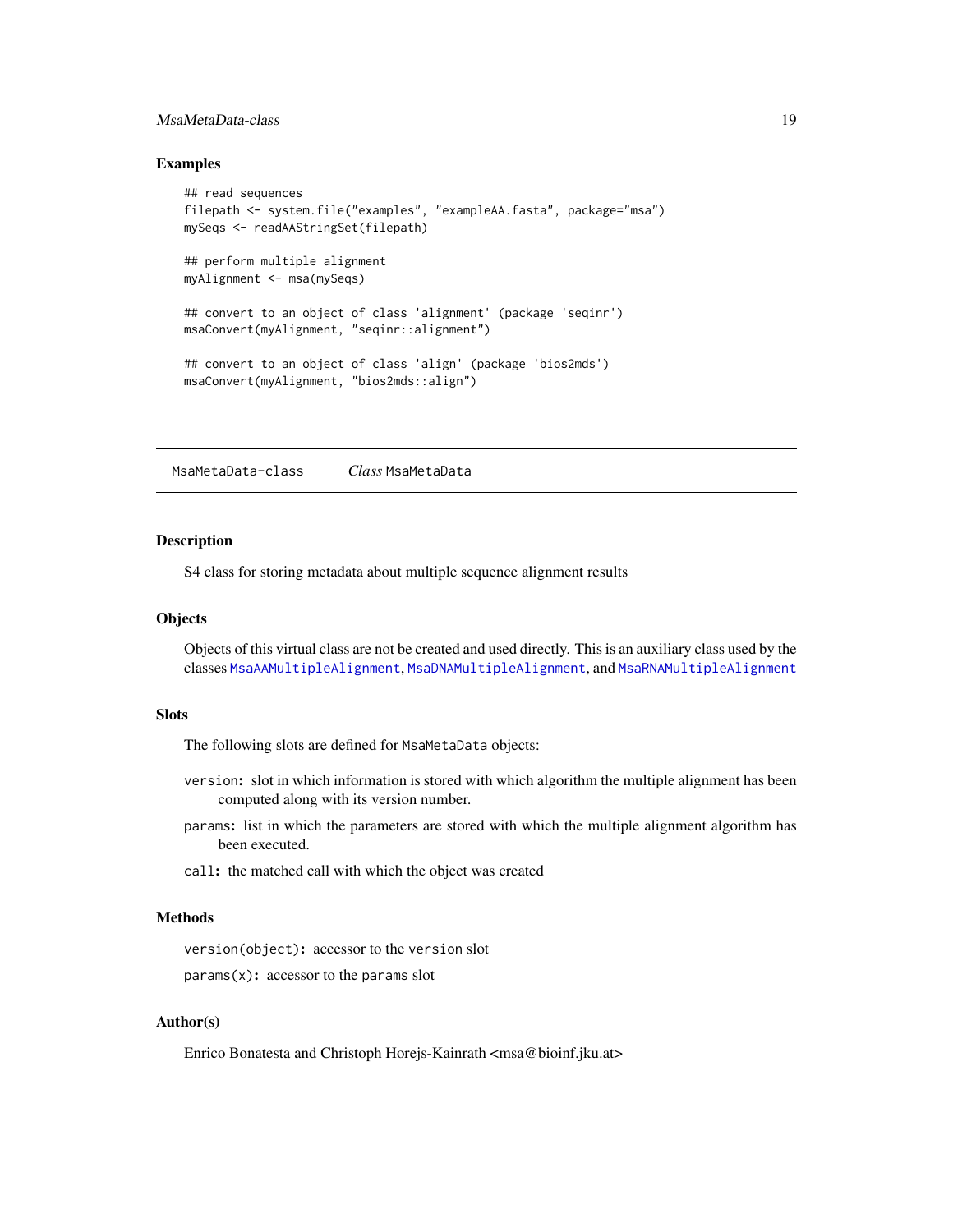## Examples

```
## read sequences
filepath <- system.file("examples", "exampleAA.fasta", package="msa")
mySeqs <- readAAStringSet(filepath)

## perform multiple alignment
myAlignment <- msa(mySeqs)

## convert to an object of class 'alignment' (package 'seqinr')
msaConvert(myAlignment, "seqinr::alignment")

## convert to an object of class 'align' (package 'bios2mds')
msaConvert(myAlignment, "bios2mds::align")
```

---

MsaMetaData-class        *Class* MsaMetaData

---

## Description

S4 class for storing metadata about multiple sequence alignment results

## Objects

Objects of this virtual class are not be created and used directly. This is an auxiliary class used by the classes MsaAAMultipleAlignment, MsaDNAMultipleAlignment, and MsaRNAMultipleAlignment

## Slots

The following slots are defined for MsaMetaData objects:

- `version`: slot in which information is stored with which algorithm the multiple alignment has been computed along with its version number.
- `params`: list in which the parameters are stored with which the multiple alignment algorithm has been executed.
- `call`: the matched call with which the object was created

## Methods

- `version(object)`: accessor to the `version` slot
- `params(x)`: accessor to the `params` slot

## Author(s)

Enrico Bonatesta and Christoph Horejs-Kainrath <msa@bioinf.jku.at>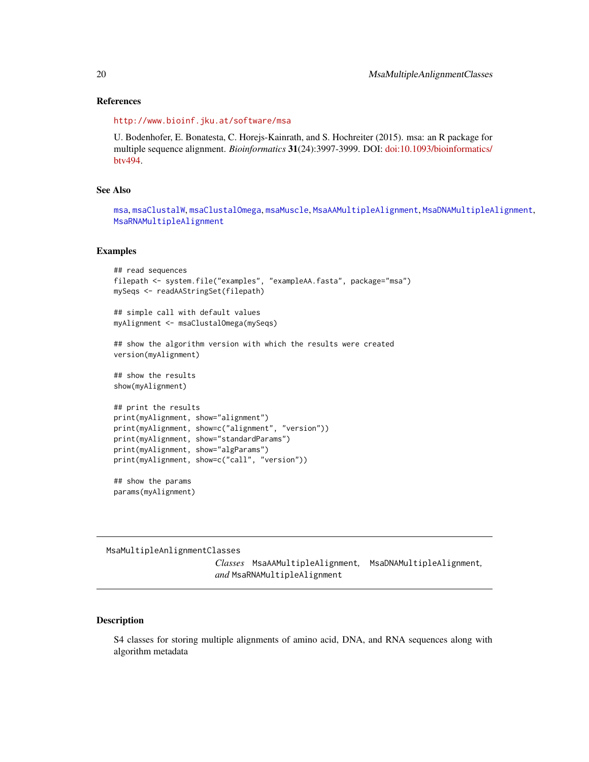### References

http://www.bioinf.jku.at/software/msa

U. Bodenhofer, E. Bonatesta, C. Horejs-Kainrath, and S. Hochreiter (2015). msa: an R package for multiple sequence alignment. *Bioinformatics* **31**(24):3997-3999. DOI: doi:10.1093/bioinformatics/btv494.

### See Also

`msa`, `msaClustalW`, `msaClustalOmega`, `msaMuscle`, `MsaAAMultipleAlignment`, `MsaDNAMultipleAlignment`, `MsaRNAMultipleAlignment`

### Examples

```
## read sequences
filepath <- system.file("examples", "exampleAA.fasta", package="msa")
mySeqs <- readAAStringSet(filepath)

## simple call with default values
myAlignment <- msaClustalOmega(mySeqs)

## show the algorithm version with which the results were created
version(myAlignment)

## show the results
show(myAlignment)

## print the results
print(myAlignment, show="alignment")
print(myAlignment, show=c("alignment", "version"))
print(myAlignment, show="standardParams")
print(myAlignment, show="algParams")
print(myAlignment, show=c("call", "version"))

## show the params
params(myAlignment)
```

---

## MsaMultipleAnlignmentClasses

*Classes* `MsaAAMultipleAlignment`, `MsaDNAMultipleAlignment`, *and* `MsaRNAMultipleAlignment`

---

### Description

S4 classes for storing multiple alignments of amino acid, DNA, and RNA sequences along with algorithm metadata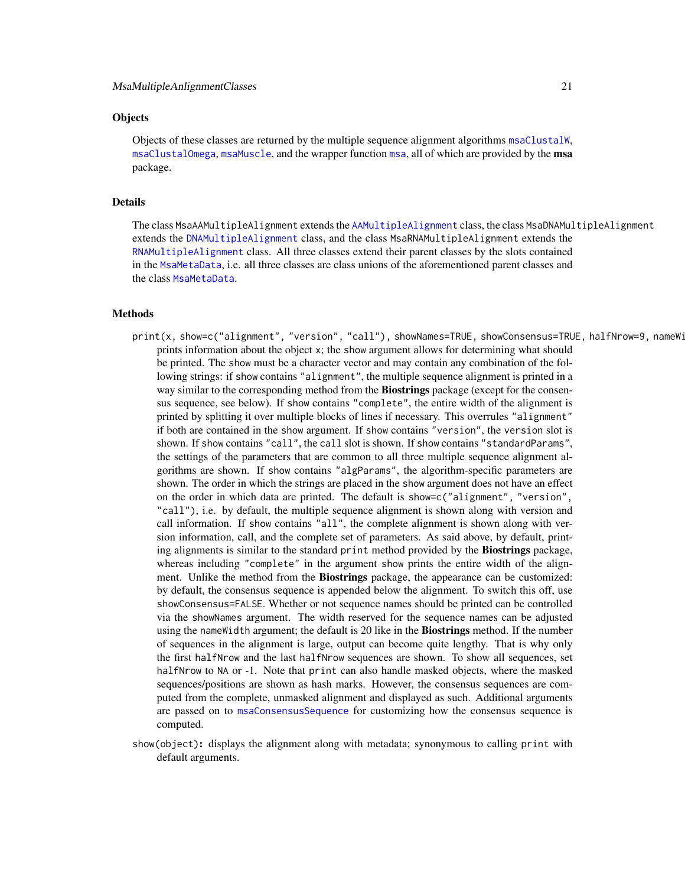## Objects

Objects of these classes are returned by the multiple sequence alignment algorithms `msaClustalW`, `msaClustalOmega`, `msaMuscle`, and the wrapper function `msa`, all of which are provided by the **msa** package.

## Details

The class `MsaAAMultipleAlignment` extends the `AAMultipleAlignment` class, the class `MsaDNAMultipleAlignment` extends the `DNAMultipleAlignment` class, and the class `MsaRNAMultipleAlignment` extends the `RNAMultipleAlignment` class. All three classes extend their parent classes by the slots contained in the `MsaMetaData`, i.e. all three classes are class unions of the aforementioned parent classes and the class `MsaMetaData`.

## Methods

`print(x, show=c("alignment", "version", "call"), showNames=TRUE, showConsensus=TRUE, halfNrow=9, nameWi`
: prints information about the object `x`; the `show` argument allows for determining what should be printed. The `show` must be a character vector and may contain any combination of the following strings: if `show` contains `"alignment"`, the multiple sequence alignment is printed in a way similar to the corresponding method from the **Biostrings** package (except for the consensus sequence, see below). If `show` contains `"complete"`, the entire width of the alignment is printed by splitting it over multiple blocks of lines if necessary. This overrules `"alignment"` if both are contained in the `show` argument. If `show` contains `"version"`, the `version` slot is shown. If `show` contains `"call"`, the `call` slot is shown. If `show` contains `"standardParams"`, the settings of the parameters that are common to all three multiple sequence alignment algorithms are shown. If `show` contains `"algParams"`, the algorithm-specific parameters are shown. The order in which the strings are placed in the `show` argument does not have an effect on the order in which data are printed. The default is `show=c("alignment", "version", "call")`, i.e. by default, the multiple sequence alignment is shown along with version and call information. If `show` contains `"all"`, the complete alignment is shown along with version information, call, and the complete set of parameters. As said above, by default, printing alignments is similar to the standard `print` method provided by the **Biostrings** package, whereas including `"complete"` in the argument `show` prints the entire width of the alignment. Unlike the method from the **Biostrings** package, the appearance can be customized: by default, the consensus sequence is appended below the alignment. To switch this off, use `showConsensus=FALSE`. Whether or not sequence names should be printed can be controlled via the `showNames` argument. The width reserved for the sequence names can be adjusted using the `nameWidth` argument; the default is 20 like in the **Biostrings** method. If the number of sequences in the alignment is large, output can become quite lengthy. That is why only the first `halfNrow` and the last `halfNrow` sequences are shown. To show all sequences, set `halfNrow` to `NA` or -1. Note that `print` can also handle masked objects, where the masked sequences/positions are shown as hash marks. However, the consensus sequences are computed from the complete, unmasked alignment and displayed as such. Additional arguments are passed on to `msaConsensusSequence` for customizing how the consensus sequence is computed.

`show(object)`**:** displays the alignment along with metadata; synonymous to calling `print` with default arguments.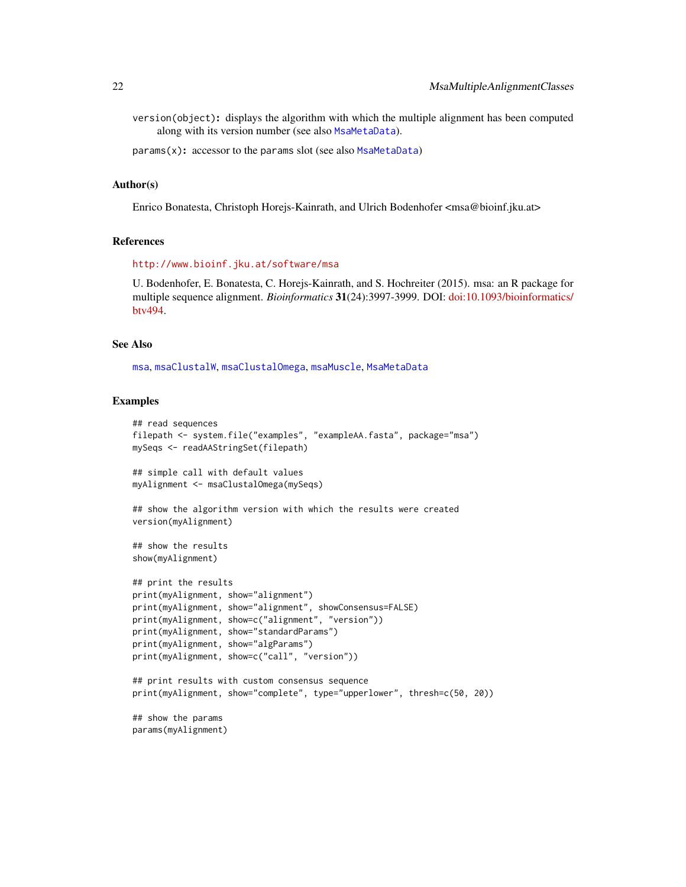`version(object)`: displays the algorithm with which the multiple alignment has been computed along with its version number (see also `MsaMetaData`).

`params(x)`: accessor to the `params` slot (see also `MsaMetaData`)

### Author(s)

Enrico Bonatesta, Christoph Horejs-Kainrath, and Ulrich Bodenhofer <msa@bioinf.jku.at>

### References

http://www.bioinf.jku.at/software/msa

U. Bodenhofer, E. Bonatesta, C. Horejs-Kainrath, and S. Hochreiter (2015). msa: an R package for multiple sequence alignment. *Bioinformatics* **31**(24):3997-3999. DOI: doi:10.1093/bioinformatics/btv494.

### See Also

`msa`, `msaClustalW`, `msaClustalOmega`, `msaMuscle`, `MsaMetaData`

### Examples

```
## read sequences
filepath <- system.file("examples", "exampleAA.fasta", package="msa")
mySeqs <- readAAStringSet(filepath)

## simple call with default values
myAlignment <- msaClustalOmega(mySeqs)

## show the algorithm version with which the results were created
version(myAlignment)

## show the results
show(myAlignment)

## print the results
print(myAlignment, show="alignment")
print(myAlignment, show="alignment", showConsensus=FALSE)
print(myAlignment, show=c("alignment", "version"))
print(myAlignment, show="standardParams")
print(myAlignment, show="algParams")
print(myAlignment, show=c("call", "version"))

## print results with custom consensus sequence
print(myAlignment, show="complete", type="upperlower", thresh=c(50, 20))

## show the params
params(myAlignment)
```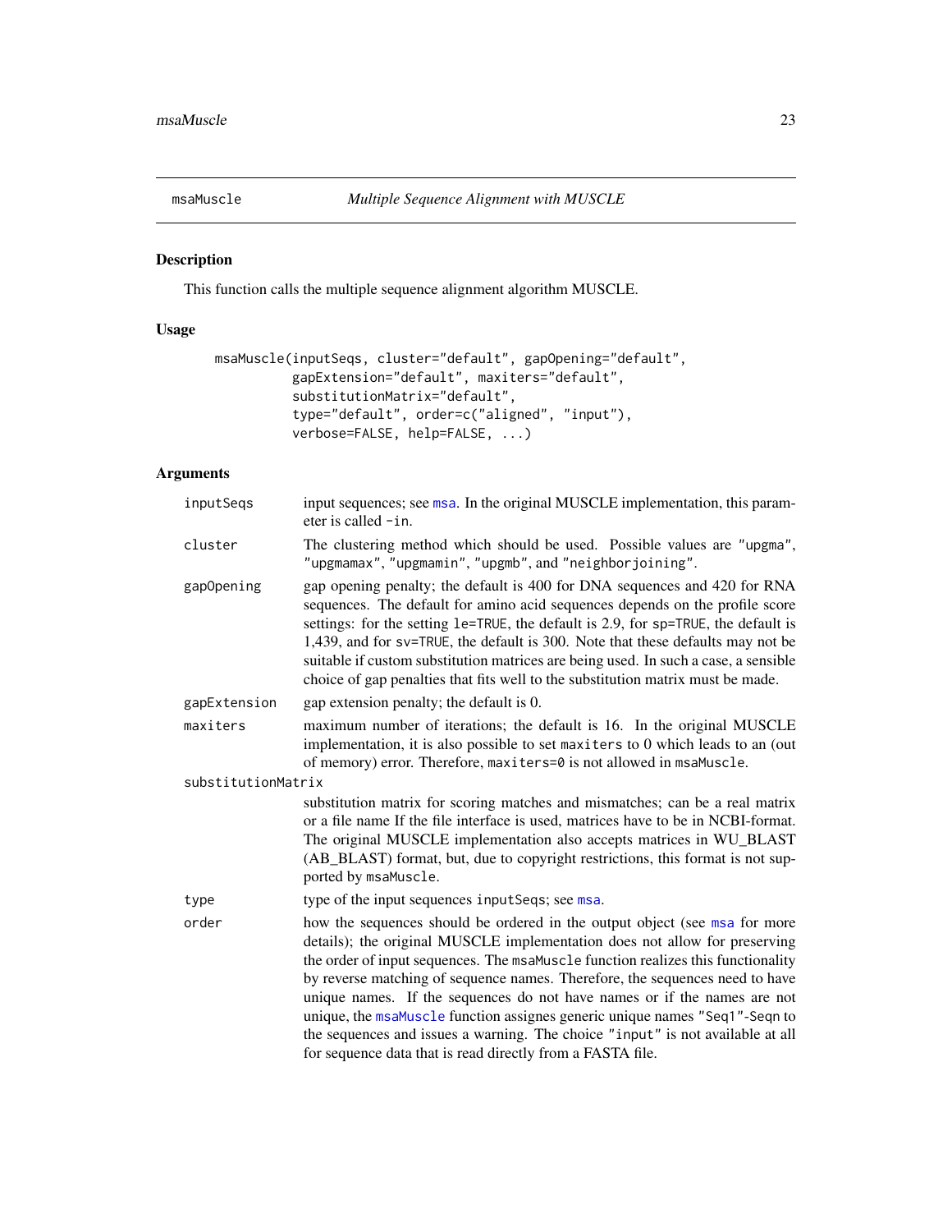## msaMuscle — *Multiple Sequence Alignment with MUSCLE*

### Description

This function calls the multiple sequence alignment algorithm MUSCLE.

### Usage

```
msaMuscle(inputSeqs, cluster="default", gapOpening="default",
          gapExtension="default", maxiters="default",
          substitutionMatrix="default",
          type="default", order=c("aligned", "input"),
          verbose=FALSE, help=FALSE, ...)
```

### Arguments

`inputSeqs`
: input sequences; see `msa`. In the original MUSCLE implementation, this parameter is called `-in`.

`cluster`
: The clustering method which should be used. Possible values are `"upgma"`, `"upgmamax"`, `"upgmamin"`, `"upgmb"`, and `"neighborjoining"`.

`gapOpening`
: gap opening penalty; the default is 400 for DNA sequences and 420 for RNA sequences. The default for amino acid sequences depends on the profile score settings: for the setting `le=TRUE`, the default is 2.9, for `sp=TRUE`, the default is 1,439, and for `sv=TRUE`, the default is 300. Note that these defaults may not be suitable if custom substitution matrices are being used. In such a case, a sensible choice of gap penalties that fits well to the substitution matrix must be made.

`gapExtension`
: gap extension penalty; the default is 0.

`maxiters`
: maximum number of iterations; the default is 16. In the original MUSCLE implementation, it is also possible to set `maxiters` to 0 which leads to an (out of memory) error. Therefore, `maxiters=0` is not allowed in `msaMuscle`.

`substitutionMatrix`
: substitution matrix for scoring matches and mismatches; can be a real matrix or a file name If the file interface is used, matrices have to be in NCBI-format. The original MUSCLE implementation also accepts matrices in WU_BLAST (AB_BLAST) format, but, due to copyright restrictions, this format is not supported by `msaMuscle`.

`type`
: type of the input sequences `inputSeqs`; see `msa`.

`order`
: how the sequences should be ordered in the output object (see `msa` for more details); the original MUSCLE implementation does not allow for preserving the order of input sequences. The `msaMuscle` function realizes this functionality by reverse matching of sequence names. Therefore, the sequences need to have unique names. If the sequences do not have names or if the names are not unique, the `msaMuscle` function assignes generic unique names `"Seq1"-Seqn` to the sequences and issues a warning. The choice `"input"` is not available at all for sequence data that is read directly from a FASTA file.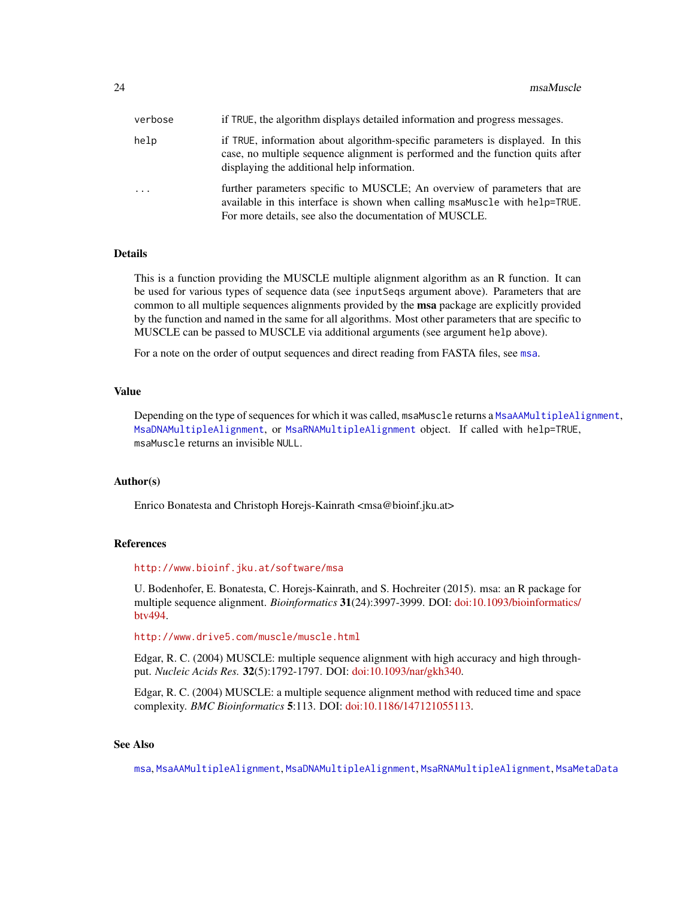| | |
|---|---|
| `verbose` | if `TRUE`, the algorithm displays detailed information and progress messages. |
| `help` | if `TRUE`, information about algorithm-specific parameters is displayed. In this case, no multiple sequence alignment is performed and the function quits after displaying the additional help information. |
| `...` | further parameters specific to MUSCLE; An overview of parameters that are available in this interface is shown when calling `msaMuscle` with `help=TRUE`. For more details, see also the documentation of MUSCLE. |

## Details

This is a function providing the MUSCLE multiple alignment algorithm as an R function. It can be used for various types of sequence data (see `inputSeqs` argument above). Parameters that are common to all multiple sequences alignments provided by the **msa** package are explicitly provided by the function and named in the same for all algorithms. Most other parameters that are specific to MUSCLE can be passed to MUSCLE via additional arguments (see argument `help` above).

For a note on the order of output sequences and direct reading from FASTA files, see `msa`.

## Value

Depending on the type of sequences for which it was called, `msaMuscle` returns a `MsaAAMultipleAlignment`, `MsaDNAMultipleAlignment`, or `MsaRNAMultipleAlignment` object. If called with `help=TRUE`, `msaMuscle` returns an invisible `NULL`.

## Author(s)

Enrico Bonatesta and Christoph Horejs-Kainrath <msa@bioinf.jku.at>

## References

`http://www.bioinf.jku.at/software/msa`

U. Bodenhofer, E. Bonatesta, C. Horejs-Kainrath, and S. Hochreiter (2015). msa: an R package for multiple sequence alignment. *Bioinformatics* **31**(24):3997-3999. DOI: doi:10.1093/bioinformatics/btv494.

`http://www.drive5.com/muscle/muscle.html`

Edgar, R. C. (2004) MUSCLE: multiple sequence alignment with high accuracy and high throughput. *Nucleic Acids Res.* **32**(5):1792-1797. DOI: doi:10.1093/nar/gkh340.

Edgar, R. C. (2004) MUSCLE: a multiple sequence alignment method with reduced time and space complexity. *BMC Bioinformatics* **5**:113. DOI: doi:10.1186/147121055113.

## See Also

`msa`, `MsaAAMultipleAlignment`, `MsaDNAMultipleAlignment`, `MsaRNAMultipleAlignment`, `MsaMetaData`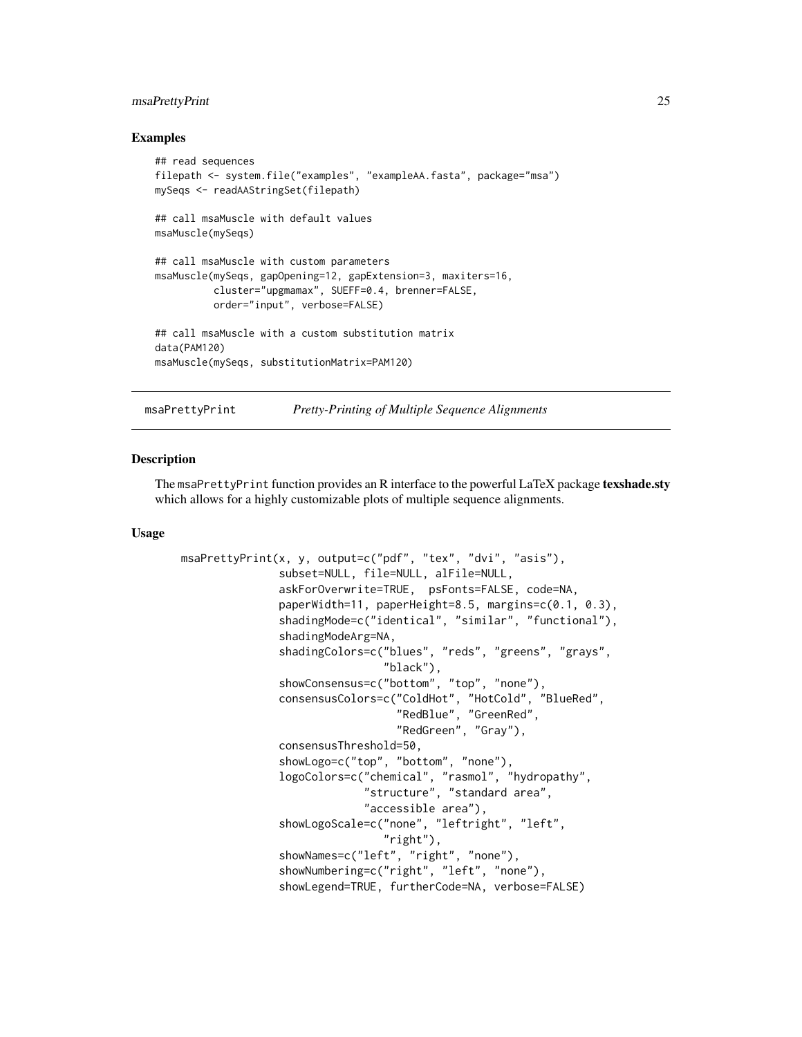### Examples

```
## read sequences
filepath <- system.file("examples", "exampleAA.fasta", package="msa")
mySeqs <- readAAStringSet(filepath)

## call msaMuscle with default values
msaMuscle(mySeqs)

## call msaMuscle with custom parameters
msaMuscle(mySeqs, gapOpening=12, gapExtension=3, maxiters=16,
          cluster="upgmamax", SUEFF=0.4, brenner=FALSE,
          order="input", verbose=FALSE)

## call msaMuscle with a custom substitution matrix
data(PAM120)
msaMuscle(mySeqs, substitutionMatrix=PAM120)
```

---

## msaPrettyPrint — *Pretty-Printing of Multiple Sequence Alignments*

### Description

The `msaPrettyPrint` function provides an R interface to the powerful LaTeX package **texshade.sty** which allows for a highly customizable plots of multiple sequence alignments.

### Usage

```
msaPrettyPrint(x, y, output=c("pdf", "tex", "dvi", "asis"),
               subset=NULL, file=NULL, alFile=NULL,
               askForOverwrite=TRUE,  psFonts=FALSE, code=NA,
               paperWidth=11, paperHeight=8.5, margins=c(0.1, 0.3),
               shadingMode=c("identical", "similar", "functional"),
               shadingModeArg=NA,
               shadingColors=c("blues", "reds", "greens", "grays",
                               "black"),
               showConsensus=c("bottom", "top", "none"),
               consensusColors=c("ColdHot", "HotCold", "BlueRed",
                                 "RedBlue", "GreenRed",
                                 "RedGreen", "Gray"),
               consensusThreshold=50,
               showLogo=c("top", "bottom", "none"),
               logoColors=c("chemical", "rasmol", "hydropathy",
                            "structure", "standard area",
                            "accessible area"),
               showLogoScale=c("none", "leftright", "left",
                               "right"),
               showNames=c("left", "right", "none"),
               showNumbering=c("right", "left", "none"),
               showLegend=TRUE, furtherCode=NA, verbose=FALSE)
```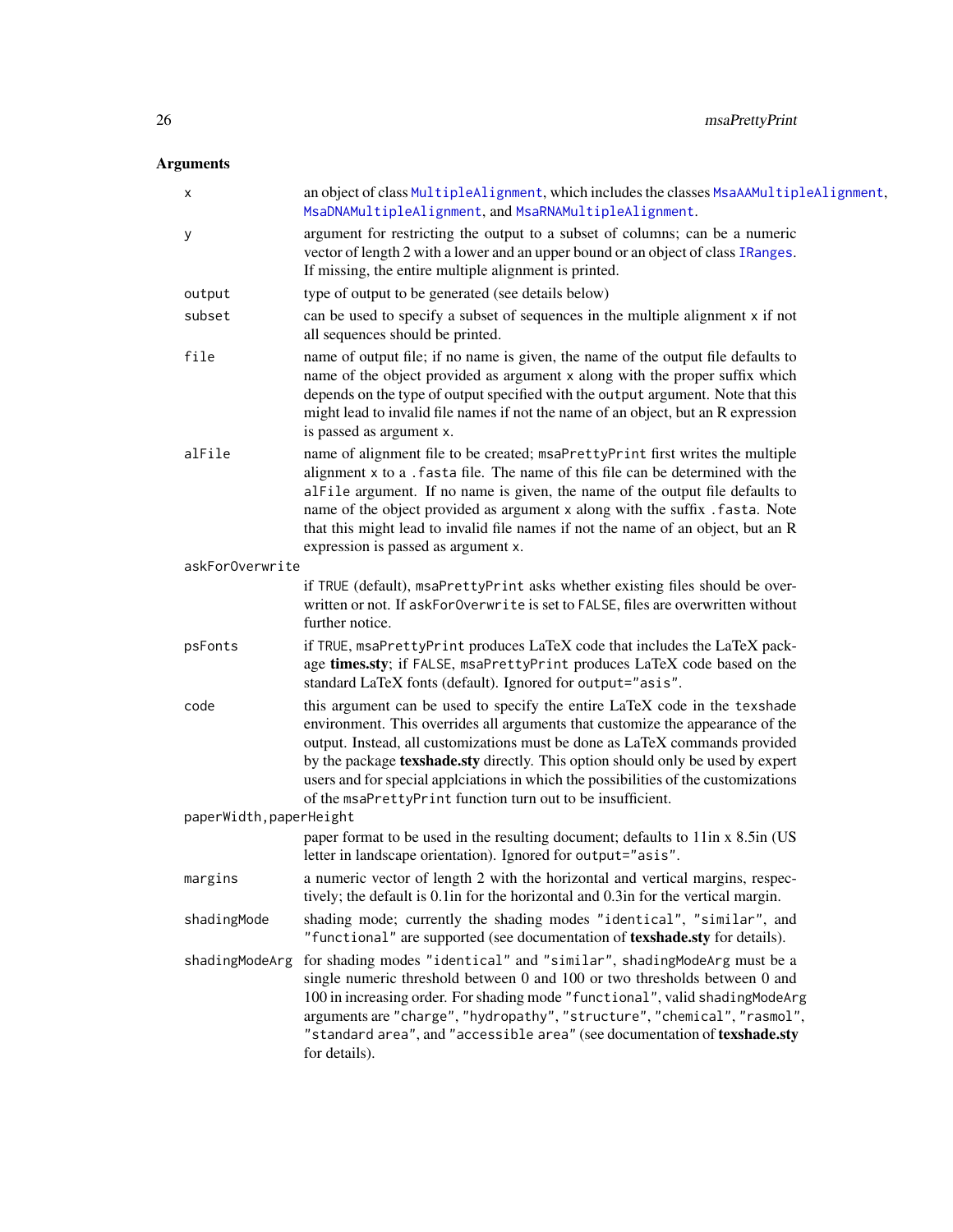## Arguments

- `x` — an object of class `MultipleAlignment`, which includes the classes `MsaAAMultipleAlignment`, `MsaDNAMultipleAlignment`, and `MsaRNAMultipleAlignment`.

- `y` — argument for restricting the output to a subset of columns; can be a numeric vector of length 2 with a lower and an upper bound or an object of class `IRanges`. If missing, the entire multiple alignment is printed.

- `output` — type of output to be generated (see details below)

- `subset` — can be used to specify a subset of sequences in the multiple alignment `x` if not all sequences should be printed.

- `file` — name of output file; if no name is given, the name of the output file defaults to name of the object provided as argument `x` along with the proper suffix which depends on the type of output specified with the `output` argument. Note that this might lead to invalid file names if not the name of an object, but an R expression is passed as argument `x`.

- `alFile` — name of alignment file to be created; `msaPrettyPrint` first writes the multiple alignment `x` to a `.fasta` file. The name of this file can be determined with the `alFile` argument. If no name is given, the name of the output file defaults to name of the object provided as argument `x` along with the suffix `.fasta`. Note that this might lead to invalid file names if not the name of an object, but an R expression is passed as argument `x`.

- `askForOverwrite` — if `TRUE` (default), `msaPrettyPrint` asks whether existing files should be overwritten or not. If `askForOverwrite` is set to `FALSE`, files are overwritten without further notice.

- `psFonts` — if `TRUE`, `msaPrettyPrint` produces LaTeX code that includes the LaTeX package **times.sty**; if `FALSE`, `msaPrettyPrint` produces LaTeX code based on the standard LaTeX fonts (default). Ignored for `output="asis"`.

- `code` — this argument can be used to specify the entire LaTeX code in the `texshade` environment. This overrides all arguments that customize the appearance of the output. Instead, all customizations must be done as LaTeX commands provided by the package **texshade.sty** directly. This option should only be used by expert users and for special applciations in which the possibilities of the customizations of the `msaPrettyPrint` function turn out to be insufficient.

- `paperWidth,paperHeight` — paper format to be used in the resulting document; defaults to 11in x 8.5in (US letter in landscape orientation). Ignored for `output="asis"`.

- `margins` — a numeric vector of length 2 with the horizontal and vertical margins, respectively; the default is 0.1in for the horizontal and 0.3in for the vertical margin.

- `shadingMode` — shading mode; currently the shading modes `"identical"`, `"similar"`, and `"functional"` are supported (see documentation of **texshade.sty** for details).

- `shadingModeArg` — for shading modes `"identical"` and `"similar"`, `shadingModeArg` must be a single numeric threshold between 0 and 100 or two thresholds between 0 and 100 in increasing order. For shading mode `"functional"`, valid `shadingModeArg` arguments are `"charge"`, `"hydropathy"`, `"structure"`, `"chemical"`, `"rasmol"`, `"standard area"`, and `"accessible area"` (see documentation of **texshade.sty** for details).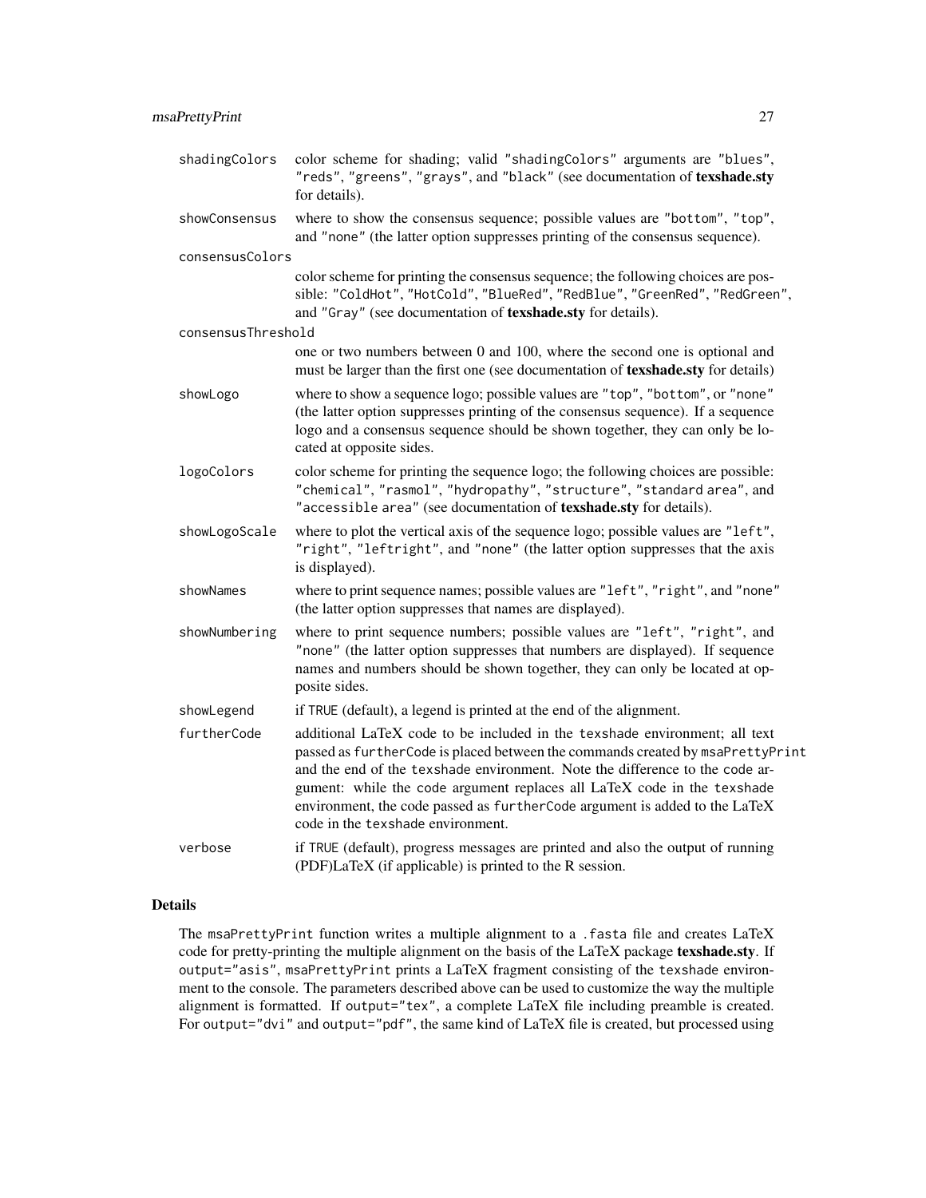shadingColors
: color scheme for shading; valid "shadingColors" arguments are "blues", "reds", "greens", "grays", and "black" (see documentation of **texshade.sty** for details).

showConsensus
: where to show the consensus sequence; possible values are "bottom", "top", and "none" (the latter option suppresses printing of the consensus sequence).

consensusColors
: color scheme for printing the consensus sequence; the following choices are possible: "ColdHot", "HotCold", "BlueRed", "RedBlue", "GreenRed", "RedGreen", and "Gray" (see documentation of **texshade.sty** for details).

consensusThreshold
: one or two numbers between 0 and 100, where the second one is optional and must be larger than the first one (see documentation of **texshade.sty** for details)

showLogo
: where to show a sequence logo; possible values are "top", "bottom", or "none" (the latter option suppresses printing of the consensus sequence). If a sequence logo and a consensus sequence should be shown together, they can only be located at opposite sides.

logoColors
: color scheme for printing the sequence logo; the following choices are possible: "chemical", "rasmol", "hydropathy", "structure", "standard area", and "accessible area" (see documentation of **texshade.sty** for details).

showLogoScale
: where to plot the vertical axis of the sequence logo; possible values are "left", "right", "leftright", and "none" (the latter option suppresses that the axis is displayed).

showNames
: where to print sequence names; possible values are "left", "right", and "none" (the latter option suppresses that names are displayed).

showNumbering
: where to print sequence numbers; possible values are "left", "right", and "none" (the latter option suppresses that numbers are displayed). If sequence names and numbers should be shown together, they can only be located at opposite sides.

showLegend
: if TRUE (default), a legend is printed at the end of the alignment.

furtherCode
: additional LaTeX code to be included in the texshade environment; all text passed as furtherCode is placed between the commands created by msaPrettyPrint and the end of the texshade environment. Note the difference to the code argument: while the code argument replaces all LaTeX code in the texshade environment, the code passed as furtherCode argument is added to the LaTeX code in the texshade environment.

verbose
: if TRUE (default), progress messages are printed and also the output of running (PDF)LaTeX (if applicable) is printed to the R session.

## Details

The msaPrettyPrint function writes a multiple alignment to a .fasta file and creates LaTeX code for pretty-printing the multiple alignment on the basis of the LaTeX package **texshade.sty**. If output="asis", msaPrettyPrint prints a LaTeX fragment consisting of the texshade environment to the console. The parameters described above can be used to customize the way the multiple alignment is formatted. If output="tex", a complete LaTeX file including preamble is created. For output="dvi" and output="pdf", the same kind of LaTeX file is created, but processed using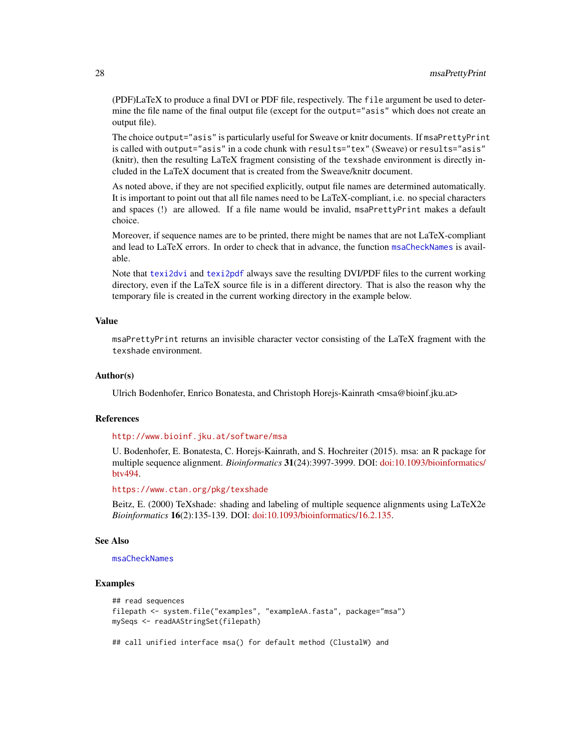(PDF)LaTeX to produce a final DVI or PDF file, respectively. The `file` argument be used to determine the file name of the final output file (except for the `output="asis"` which does not create an output file).

The choice `output="asis"` is particularly useful for Sweave or knitr documents. If `msaPrettyPrint` is called with `output="asis"` in a code chunk with `results="tex"` (Sweave) or `results="asis"` (knitr), then the resulting LaTeX fragment consisting of the `texshade` environment is directly included in the LaTeX document that is created from the Sweave/knitr document.

As noted above, if they are not specified explicitly, output file names are determined automatically. It is important to point out that all file names need to be LaTeX-compliant, i.e. no special characters and spaces (!) are allowed. If a file name would be invalid, `msaPrettyPrint` makes a default choice.

Moreover, if sequence names are to be printed, there might be names that are not LaTeX-compliant and lead to LaTeX errors. In order to check that in advance, the function `msaCheckNames` is available.

Note that `texi2dvi` and `texi2pdf` always save the resulting DVI/PDF files to the current working directory, even if the LaTeX source file is in a different directory. That is also the reason why the temporary file is created in the current working directory in the example below.

### Value

`msaPrettyPrint` returns an invisible character vector consisting of the LaTeX fragment with the `texshade` environment.

### Author(s)

Ulrich Bodenhofer, Enrico Bonatesta, and Christoph Horejs-Kainrath <msa@bioinf.jku.at>

### References

http://www.bioinf.jku.at/software/msa

U. Bodenhofer, E. Bonatesta, C. Horejs-Kainrath, and S. Hochreiter (2015). msa: an R package for multiple sequence alignment. *Bioinformatics* **31**(24):3997-3999. DOI: doi:10.1093/bioinformatics/btv494.

https://www.ctan.org/pkg/texshade

Beitz, E. (2000) TeXshade: shading and labeling of multiple sequence alignments using LaTeX2e *Bioinformatics* **16**(2):135-139. DOI: doi:10.1093/bioinformatics/16.2.135.

### See Also

`msaCheckNames`

### Examples

```
## read sequences
filepath <- system.file("examples", "exampleAA.fasta", package="msa")
mySeqs <- readAAStringSet(filepath)

## call unified interface msa() for default method (ClustalW) and
```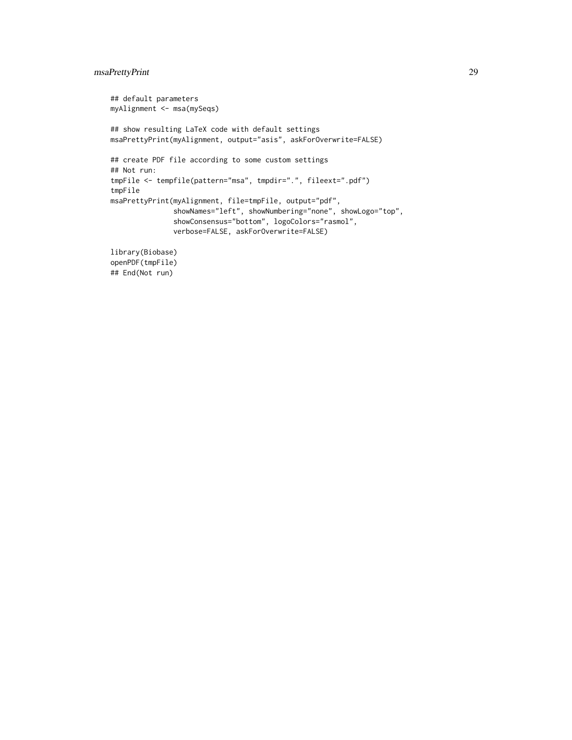```
## default parameters
myAlignment <- msa(mySeqs)

## show resulting LaTeX code with default settings
msaPrettyPrint(myAlignment, output="asis", askForOverwrite=FALSE)

## create PDF file according to some custom settings
## Not run:
tmpFile <- tempfile(pattern="msa", tmpdir=".", fileext=".pdf")
tmpFile
msaPrettyPrint(myAlignment, file=tmpFile, output="pdf",
               showNames="left", showNumbering="none", showLogo="top",
               showConsensus="bottom", logoColors="rasmol",
               verbose=FALSE, askForOverwrite=FALSE)

library(Biobase)
openPDF(tmpFile)
## End(Not run)
```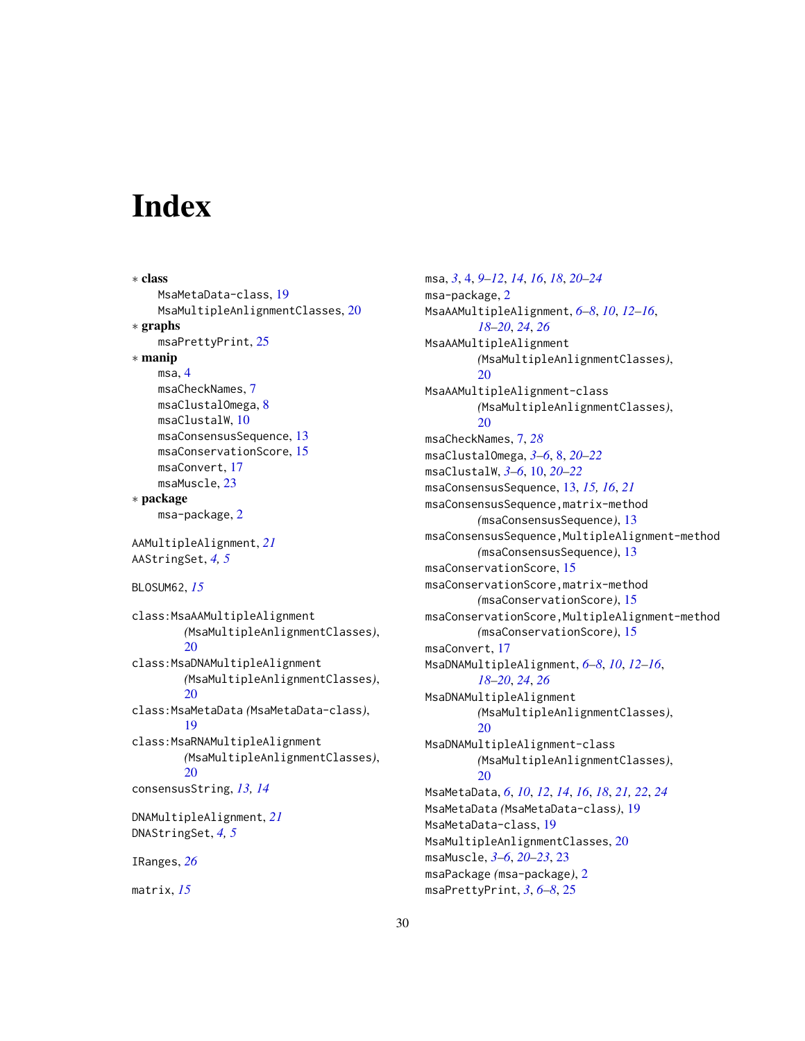# Index

∗ **class**
- MsaMetaData-class, 19
- MsaMultipleAnlignmentClasses, 20

∗ **graphs**
- msaPrettyPrint, 25

∗ **manip**
- msa, 4
- msaCheckNames, 7
- msaClustalOmega, 8
- msaClustalW, 10
- msaConsensusSequence, 13
- msaConservationScore, 15
- msaConvert, 17
- msaMuscle, 23

∗ **package**
- msa-package, 2

AAMultipleAlignment, *21*
AAStringSet, *4, 5*

BLOSUM62, *15*

class:MsaAAMultipleAlignment *(MsaMultipleAnlignmentClasses)*, 20
class:MsaDNAMultipleAlignment *(MsaMultipleAnlignmentClasses)*, 20
class:MsaMetaData *(MsaMetaData-class)*, 19
class:MsaRNAMultipleAlignment *(MsaMultipleAnlignmentClasses)*, 20
consensusString, *13, 14*

DNAMultipleAlignment, *21*
DNAStringSet, *4, 5*

IRanges, *26*

matrix, *15*

msa, *3*, 4, *9–12*, *14*, *16*, *18*, *20–24*
msa-package, 2
MsaAAMultipleAlignment, *6–8*, *10*, *12–16*, *18–20*, *24*, *26*
MsaAAMultipleAlignment *(MsaMultipleAnlignmentClasses)*, 20
MsaAAMultipleAlignment-class *(MsaMultipleAnlignmentClasses)*, 20
msaCheckNames, 7, *28*
msaClustalOmega, *3–6*, 8, *20–22*
msaClustalW, *3–6*, 10, *20–22*
msaConsensusSequence, 13, *15, 16*, *21*
msaConsensusSequence,matrix-method *(msaConsensusSequence)*, 13
msaConsensusSequence,MultipleAlignment-method *(msaConsensusSequence)*, 13
msaConservationScore, 15
msaConservationScore,matrix-method *(msaConservationScore)*, 15
msaConservationScore,MultipleAlignment-method *(msaConservationScore)*, 15
msaConvert, 17
MsaDNAMultipleAlignment, *6–8*, *10*, *12–16*, *18–20*, *24*, *26*
MsaDNAMultipleAlignment *(MsaMultipleAnlignmentClasses)*, 20
MsaDNAMultipleAlignment-class *(MsaMultipleAnlignmentClasses)*, 20
MsaMetaData, *6*, *10*, *12*, *14*, *16*, *18*, *21, 22*, *24*
MsaMetaData *(MsaMetaData-class)*, 19
MsaMetaData-class, 19
MsaMultipleAnlignmentClasses, 20
msaMuscle, *3–6*, *20–23*, 23
msaPackage *(msa-package)*, 2
msaPrettyPrint, *3*, *6–8*, 25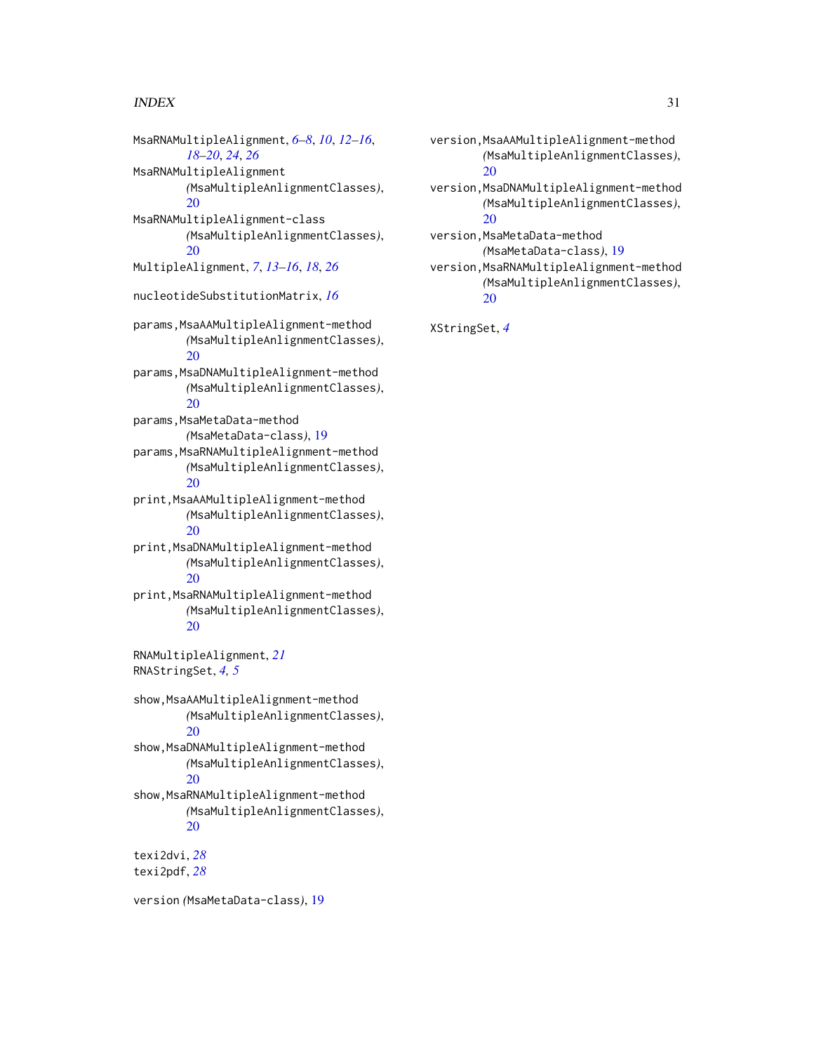MsaRNAMultipleAlignment, *6–8*, *10*, *12–16*, *18–20*, *24*, *26*
MsaRNAMultipleAlignment *(*MsaMultipleAnlignmentClasses*)*, 20
MsaRNAMultipleAlignment-class *(*MsaMultipleAnlignmentClasses*)*, 20
MultipleAlignment, *7*, *13–16*, *18*, *26*

nucleotideSubstitutionMatrix, *16*

params,MsaAAMultipleAlignment-method *(*MsaMultipleAnlignmentClasses*)*, 20
params,MsaDNAMultipleAlignment-method *(*MsaMultipleAnlignmentClasses*)*, 20
params,MsaMetaData-method *(*MsaMetaData-class*)*, 19
params,MsaRNAMultipleAlignment-method *(*MsaMultipleAnlignmentClasses*)*, 20
print,MsaAAMultipleAlignment-method *(*MsaMultipleAnlignmentClasses*)*, 20
print,MsaDNAMultipleAlignment-method *(*MsaMultipleAnlignmentClasses*)*, 20
print,MsaRNAMultipleAlignment-method *(*MsaMultipleAnlignmentClasses*)*, 20

RNAMultipleAlignment, *21*
RNAStringSet, *4, 5*

show,MsaAAMultipleAlignment-method *(*MsaMultipleAnlignmentClasses*)*, 20
show,MsaDNAMultipleAlignment-method *(*MsaMultipleAnlignmentClasses*)*, 20
show,MsaRNAMultipleAlignment-method *(*MsaMultipleAnlignmentClasses*)*, 20

texi2dvi, *28*
texi2pdf, *28*

version *(*MsaMetaData-class*)*, 19
version,MsaAAMultipleAlignment-method *(*MsaMultipleAnlignmentClasses*)*, 20
version,MsaDNAMultipleAlignment-method *(*MsaMultipleAnlignmentClasses*)*, 20
version,MsaMetaData-method *(*MsaMetaData-class*)*, 19
version,MsaRNAMultipleAlignment-method *(*MsaMultipleAnlignmentClasses*)*, 20

XStringSet, *4*